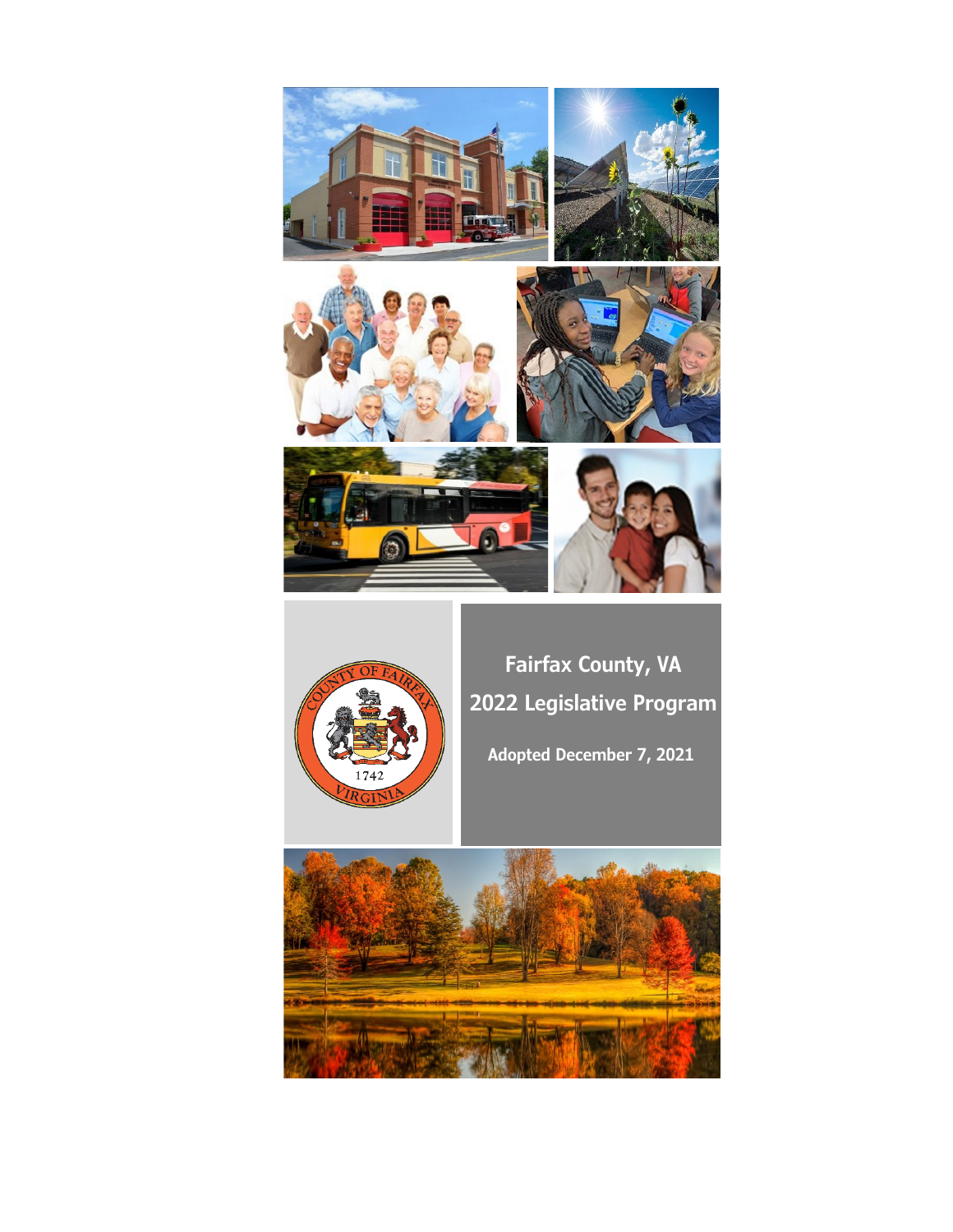# Fairfax County, VA

## 2022 Legislative Program

**Adopted December 7, 2021**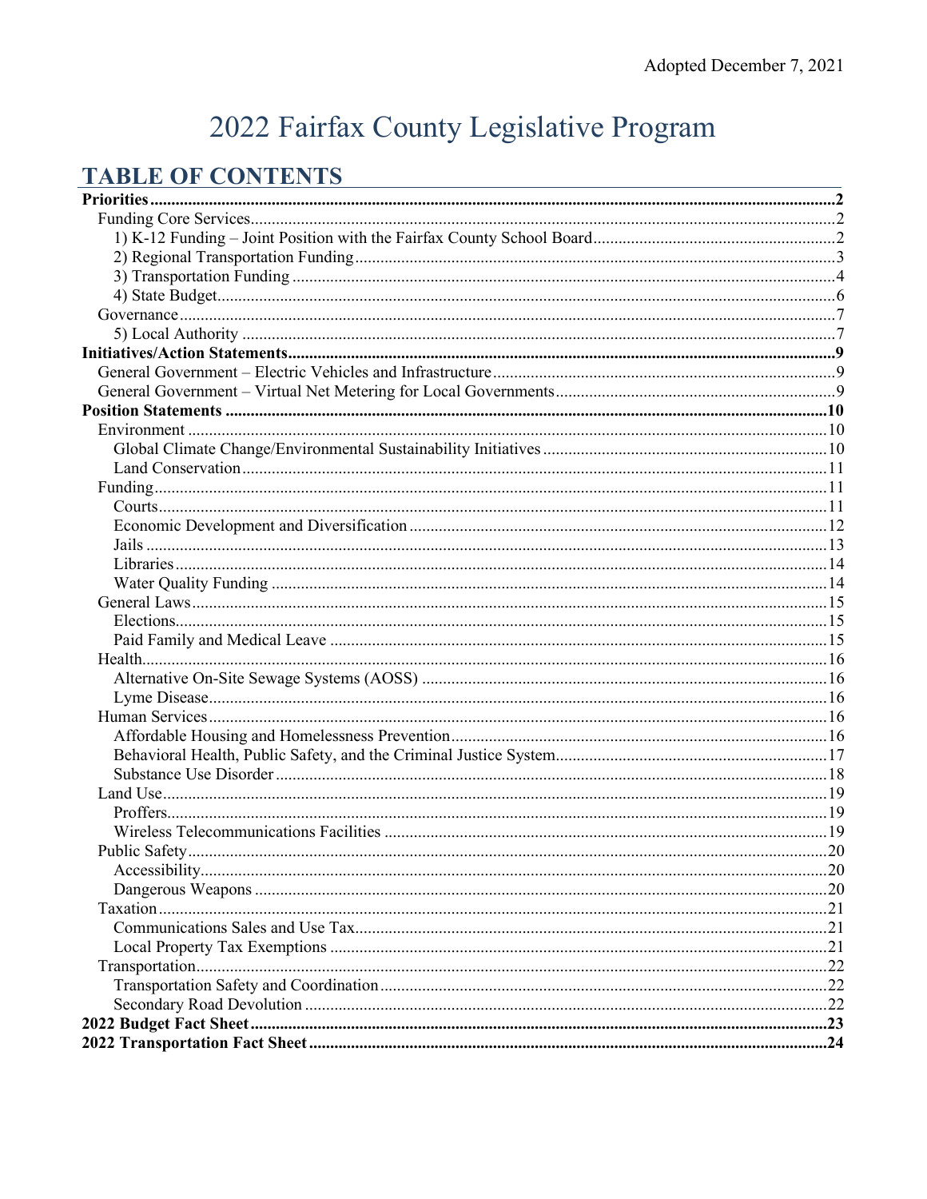Adopted December 7, 2021

# 2022 Fairfax County Legislative Program

## TABLE OF CONTENTS

**Priorities** ..... **2**
- Funding Core Services ..... 2
  - 1) K-12 Funding – Joint Position with the Fairfax County School Board ..... 2
  - 2) Regional Transportation Funding ..... 3
  - 3) Transportation Funding ..... 4
  - 4) State Budget ..... 6
- Governance ..... 7
  - 5) Local Authority ..... 7

**Initiatives/Action Statements** ..... **9**
- General Government – Electric Vehicles and Infrastructure ..... 9
- General Government – Virtual Net Metering for Local Governments ..... 9

**Position Statements** ..... **10**
- Environment ..... 10
  - Global Climate Change/Environmental Sustainability Initiatives ..... 10
  - Land Conservation ..... 11
- Funding ..... 11
  - Courts ..... 11
  - Economic Development and Diversification ..... 12
  - Jails ..... 13
  - Libraries ..... 14
  - Water Quality Funding ..... 14
- General Laws ..... 15
  - Elections ..... 15
  - Paid Family and Medical Leave ..... 15
- Health ..... 16
  - Alternative On-Site Sewage Systems (AOSS) ..... 16
  - Lyme Disease ..... 16
- Human Services ..... 16
  - Affordable Housing and Homelessness Prevention ..... 16
  - Behavioral Health, Public Safety, and the Criminal Justice System ..... 17
  - Substance Use Disorder ..... 18
- Land Use ..... 19
  - Proffers ..... 19
  - Wireless Telecommunications Facilities ..... 19
- Public Safety ..... 20
  - Accessibility ..... 20
  - Dangerous Weapons ..... 20
- Taxation ..... 21
  - Communications Sales and Use Tax ..... 21
  - Local Property Tax Exemptions ..... 21
- Transportation ..... 22
  - Transportation Safety and Coordination ..... 22
  - Secondary Road Devolution ..... 22

**2022 Budget Fact Sheet** ..... **23**

**2022 Transportation Fact Sheet** ..... **24**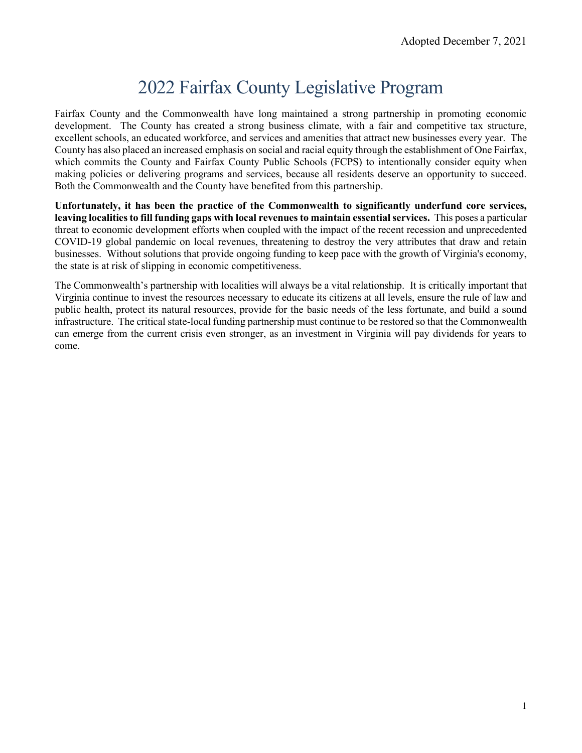Adopted December 7, 2021

# 2022 Fairfax County Legislative Program

Fairfax County and the Commonwealth have long maintained a strong partnership in promoting economic development. The County has created a strong business climate, with a fair and competitive tax structure, excellent schools, an educated workforce, and services and amenities that attract new businesses every year. The County has also placed an increased emphasis on social and racial equity through the establishment of One Fairfax, which commits the County and Fairfax County Public Schools (FCPS) to intentionally consider equity when making policies or delivering programs and services, because all residents deserve an opportunity to succeed. Both the Commonwealth and the County have benefited from this partnership.

**Unfortunately, it has been the practice of the Commonwealth to significantly underfund core services, leaving localities to fill funding gaps with local revenues to maintain essential services.** This poses a particular threat to economic development efforts when coupled with the impact of the recent recession and unprecedented COVID-19 global pandemic on local revenues, threatening to destroy the very attributes that draw and retain businesses. Without solutions that provide ongoing funding to keep pace with the growth of Virginia's economy, the state is at risk of slipping in economic competitiveness.

The Commonwealth's partnership with localities will always be a vital relationship. It is critically important that Virginia continue to invest the resources necessary to educate its citizens at all levels, ensure the rule of law and public health, protect its natural resources, provide for the basic needs of the less fortunate, and build a sound infrastructure. The critical state-local funding partnership must continue to be restored so that the Commonwealth can emerge from the current crisis even stronger, as an investment in Virginia will pay dividends for years to come.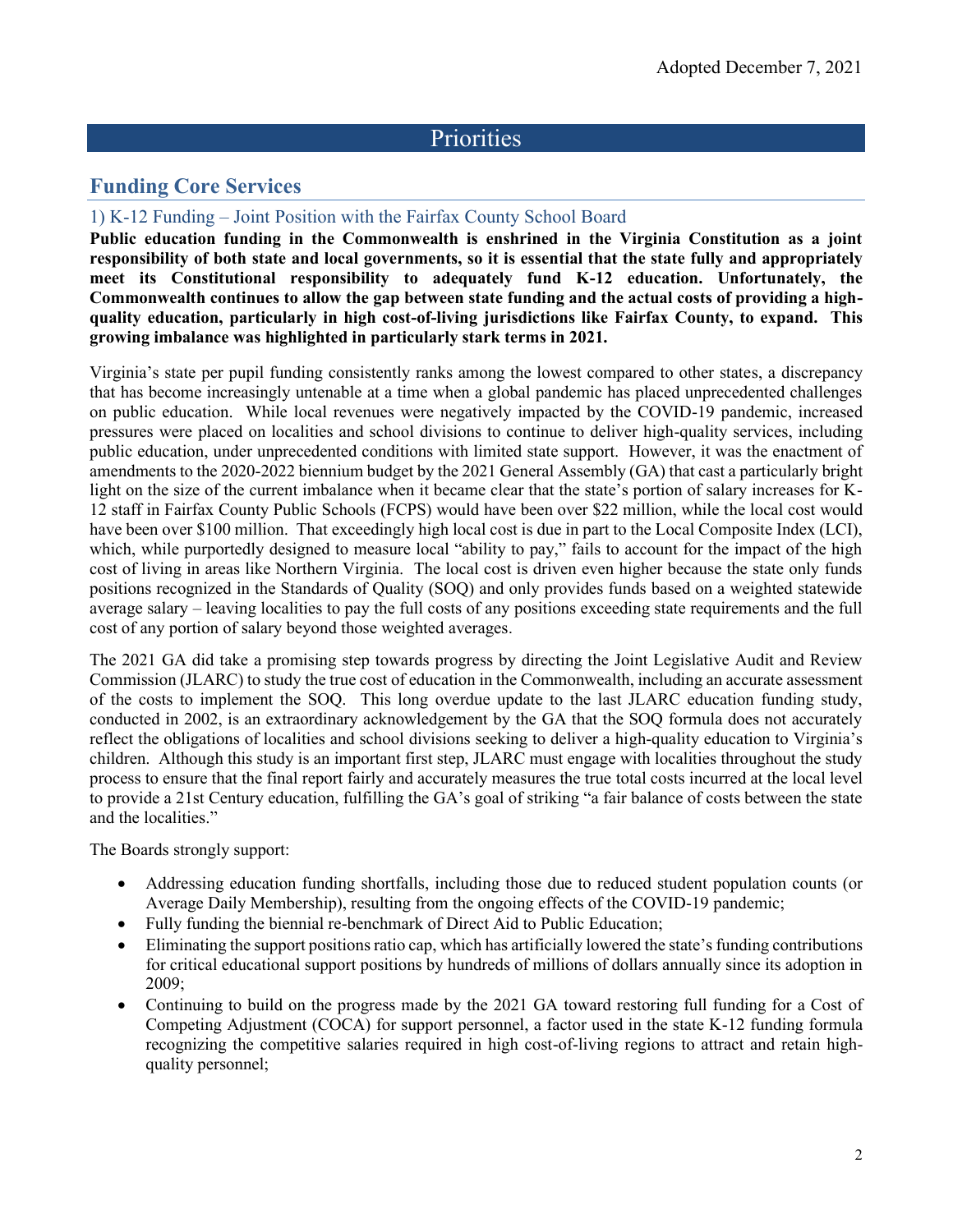Adopted December 7, 2021

# Priorities

## Funding Core Services

### 1) K-12 Funding – Joint Position with the Fairfax County School Board

**Public education funding in the Commonwealth is enshrined in the Virginia Constitution as a joint responsibility of both state and local governments, so it is essential that the state fully and appropriately meet its Constitutional responsibility to adequately fund K-12 education. Unfortunately, the Commonwealth continues to allow the gap between state funding and the actual costs of providing a high-quality education, particularly in high cost-of-living jurisdictions like Fairfax County, to expand. This growing imbalance was highlighted in particularly stark terms in 2021.**

Virginia's state per pupil funding consistently ranks among the lowest compared to other states, a discrepancy that has become increasingly untenable at a time when a global pandemic has placed unprecedented challenges on public education. While local revenues were negatively impacted by the COVID-19 pandemic, increased pressures were placed on localities and school divisions to continue to deliver high-quality services, including public education, under unprecedented conditions with limited state support. However, it was the enactment of amendments to the 2020-2022 biennium budget by the 2021 General Assembly (GA) that cast a particularly bright light on the size of the current imbalance when it became clear that the state's portion of salary increases for K-12 staff in Fairfax County Public Schools (FCPS) would have been over $22 million, while the local cost would have been over $100 million. That exceedingly high local cost is due in part to the Local Composite Index (LCI), which, while purportedly designed to measure local "ability to pay," fails to account for the impact of the high cost of living in areas like Northern Virginia. The local cost is driven even higher because the state only funds positions recognized in the Standards of Quality (SOQ) and only provides funds based on a weighted statewide average salary – leaving localities to pay the full costs of any positions exceeding state requirements and the full cost of any portion of salary beyond those weighted averages.

The 2021 GA did take a promising step towards progress by directing the Joint Legislative Audit and Review Commission (JLARC) to study the true cost of education in the Commonwealth, including an accurate assessment of the costs to implement the SOQ. This long overdue update to the last JLARC education funding study, conducted in 2002, is an extraordinary acknowledgement by the GA that the SOQ formula does not accurately reflect the obligations of localities and school divisions seeking to deliver a high-quality education to Virginia's children. Although this study is an important first step, JLARC must engage with localities throughout the study process to ensure that the final report fairly and accurately measures the true total costs incurred at the local level to provide a 21st Century education, fulfilling the GA's goal of striking "a fair balance of costs between the state and the localities."

The Boards strongly support:

- Addressing education funding shortfalls, including those due to reduced student population counts (or Average Daily Membership), resulting from the ongoing effects of the COVID-19 pandemic;
- Fully funding the biennial re-benchmark of Direct Aid to Public Education;
- Eliminating the support positions ratio cap, which has artificially lowered the state's funding contributions for critical educational support positions by hundreds of millions of dollars annually since its adoption in 2009;
- Continuing to build on the progress made by the 2021 GA toward restoring full funding for a Cost of Competing Adjustment (COCA) for support personnel, a factor used in the state K-12 funding formula recognizing the competitive salaries required in high cost-of-living regions to attract and retain high-quality personnel;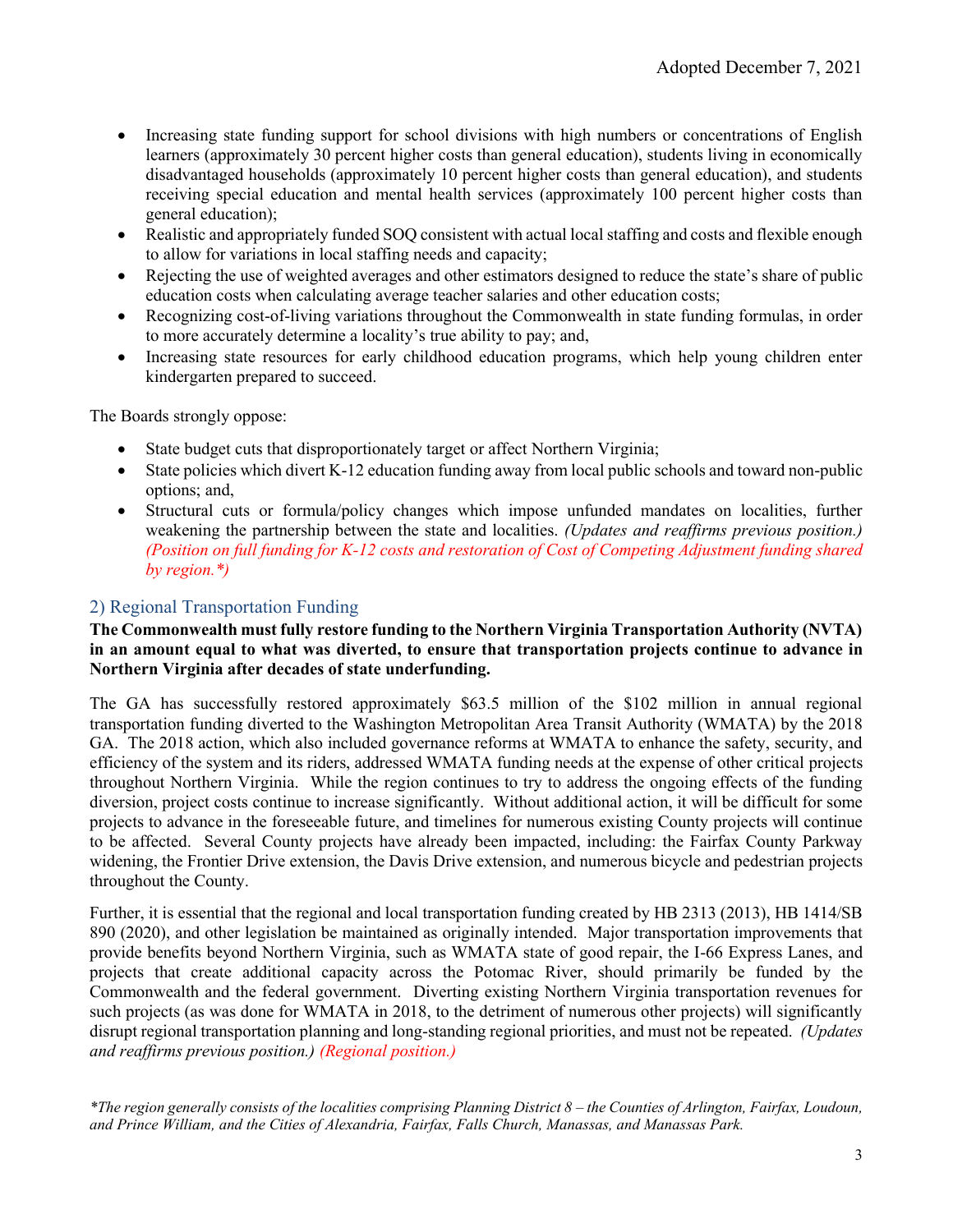- Increasing state funding support for school divisions with high numbers or concentrations of English learners (approximately 30 percent higher costs than general education), students living in economically disadvantaged households (approximately 10 percent higher costs than general education), and students receiving special education and mental health services (approximately 100 percent higher costs than general education);
- Realistic and appropriately funded SOQ consistent with actual local staffing and costs and flexible enough to allow for variations in local staffing needs and capacity;
- Rejecting the use of weighted averages and other estimators designed to reduce the state's share of public education costs when calculating average teacher salaries and other education costs;
- Recognizing cost-of-living variations throughout the Commonwealth in state funding formulas, in order to more accurately determine a locality's true ability to pay; and,
- Increasing state resources for early childhood education programs, which help young children enter kindergarten prepared to succeed.

The Boards strongly oppose:

- State budget cuts that disproportionately target or affect Northern Virginia;
- State policies which divert K-12 education funding away from local public schools and toward non-public options; and,
- Structural cuts or formula/policy changes which impose unfunded mandates on localities, further weakening the partnership between the state and localities. *(Updates and reaffirms previous position.)* *(Position on full funding for K-12 costs and restoration of Cost of Competing Adjustment funding shared by region.\*)*

## 2) Regional Transportation Funding

**The Commonwealth must fully restore funding to the Northern Virginia Transportation Authority (NVTA) in an amount equal to what was diverted, to ensure that transportation projects continue to advance in Northern Virginia after decades of state underfunding.**

The GA has successfully restored approximately $63.5 million of the $102 million in annual regional transportation funding diverted to the Washington Metropolitan Area Transit Authority (WMATA) by the 2018 GA. The 2018 action, which also included governance reforms at WMATA to enhance the safety, security, and efficiency of the system and its riders, addressed WMATA funding needs at the expense of other critical projects throughout Northern Virginia. While the region continues to try to address the ongoing effects of the funding diversion, project costs continue to increase significantly. Without additional action, it will be difficult for some projects to advance in the foreseeable future, and timelines for numerous existing County projects will continue to be affected. Several County projects have already been impacted, including: the Fairfax County Parkway widening, the Frontier Drive extension, the Davis Drive extension, and numerous bicycle and pedestrian projects throughout the County.

Further, it is essential that the regional and local transportation funding created by HB 2313 (2013), HB 1414/SB 890 (2020), and other legislation be maintained as originally intended. Major transportation improvements that provide benefits beyond Northern Virginia, such as WMATA state of good repair, the I-66 Express Lanes, and projects that create additional capacity across the Potomac River, should primarily be funded by the Commonwealth and the federal government. Diverting existing Northern Virginia transportation revenues for such projects (as was done for WMATA in 2018, to the detriment of numerous other projects) will significantly disrupt regional transportation planning and long-standing regional priorities, and must not be repeated. *(Updates and reaffirms previous position.)* *(Regional position.)*

*\*The region generally consists of the localities comprising Planning District 8 – the Counties of Arlington, Fairfax, Loudoun, and Prince William, and the Cities of Alexandria, Fairfax, Falls Church, Manassas, and Manassas Park.*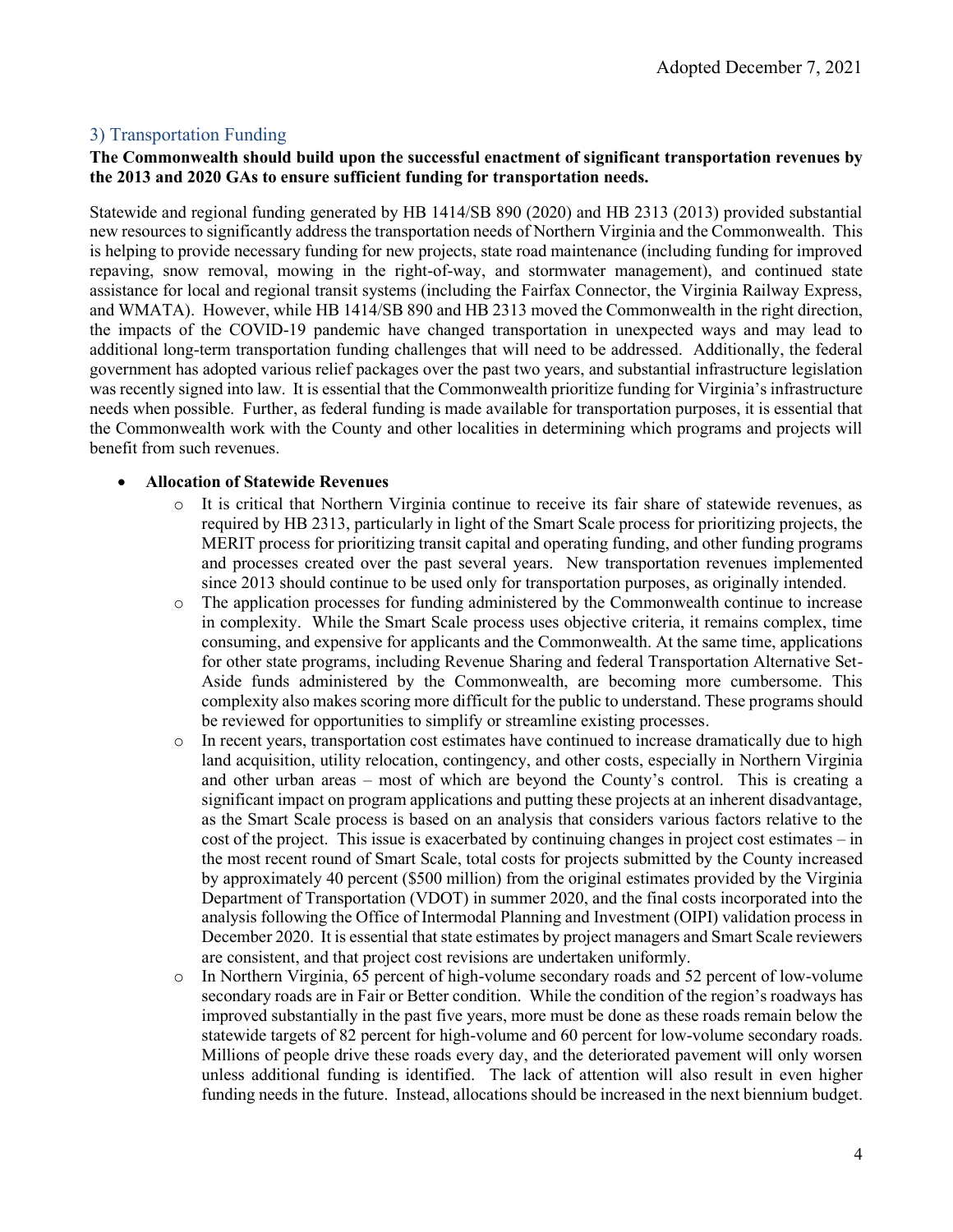### 3) Transportation Funding

**The Commonwealth should build upon the successful enactment of significant transportation revenues by the 2013 and 2020 GAs to ensure sufficient funding for transportation needs.**

Statewide and regional funding generated by HB 1414/SB 890 (2020) and HB 2313 (2013) provided substantial new resources to significantly address the transportation needs of Northern Virginia and the Commonwealth. This is helping to provide necessary funding for new projects, state road maintenance (including funding for improved repaving, snow removal, mowing in the right-of-way, and stormwater management), and continued state assistance for local and regional transit systems (including the Fairfax Connector, the Virginia Railway Express, and WMATA). However, while HB 1414/SB 890 and HB 2313 moved the Commonwealth in the right direction, the impacts of the COVID-19 pandemic have changed transportation in unexpected ways and may lead to additional long-term transportation funding challenges that will need to be addressed. Additionally, the federal government has adopted various relief packages over the past two years, and substantial infrastructure legislation was recently signed into law. It is essential that the Commonwealth prioritize funding for Virginia's infrastructure needs when possible. Further, as federal funding is made available for transportation purposes, it is essential that the Commonwealth work with the County and other localities in determining which programs and projects will benefit from such revenues.

- **Allocation of Statewide Revenues**
  - It is critical that Northern Virginia continue to receive its fair share of statewide revenues, as required by HB 2313, particularly in light of the Smart Scale process for prioritizing projects, the MERIT process for prioritizing transit capital and operating funding, and other funding programs and processes created over the past several years. New transportation revenues implemented since 2013 should continue to be used only for transportation purposes, as originally intended.
  - The application processes for funding administered by the Commonwealth continue to increase in complexity. While the Smart Scale process uses objective criteria, it remains complex, time consuming, and expensive for applicants and the Commonwealth. At the same time, applications for other state programs, including Revenue Sharing and federal Transportation Alternative Set-Aside funds administered by the Commonwealth, are becoming more cumbersome. This complexity also makes scoring more difficult for the public to understand. These programs should be reviewed for opportunities to simplify or streamline existing processes.
  - In recent years, transportation cost estimates have continued to increase dramatically due to high land acquisition, utility relocation, contingency, and other costs, especially in Northern Virginia and other urban areas – most of which are beyond the County's control. This is creating a significant impact on program applications and putting these projects at an inherent disadvantage, as the Smart Scale process is based on an analysis that considers various factors relative to the cost of the project. This issue is exacerbated by continuing changes in project cost estimates – in the most recent round of Smart Scale, total costs for projects submitted by the County increased by approximately 40 percent ($500 million) from the original estimates provided by the Virginia Department of Transportation (VDOT) in summer 2020, and the final costs incorporated into the analysis following the Office of Intermodal Planning and Investment (OIPI) validation process in December 2020. It is essential that state estimates by project managers and Smart Scale reviewers are consistent, and that project cost revisions are undertaken uniformly.
  - In Northern Virginia, 65 percent of high-volume secondary roads and 52 percent of low-volume secondary roads are in Fair or Better condition. While the condition of the region's roadways has improved substantially in the past five years, more must be done as these roads remain below the statewide targets of 82 percent for high-volume and 60 percent for low-volume secondary roads. Millions of people drive these roads every day, and the deteriorated pavement will only worsen unless additional funding is identified. The lack of attention will also result in even higher funding needs in the future. Instead, allocations should be increased in the next biennium budget.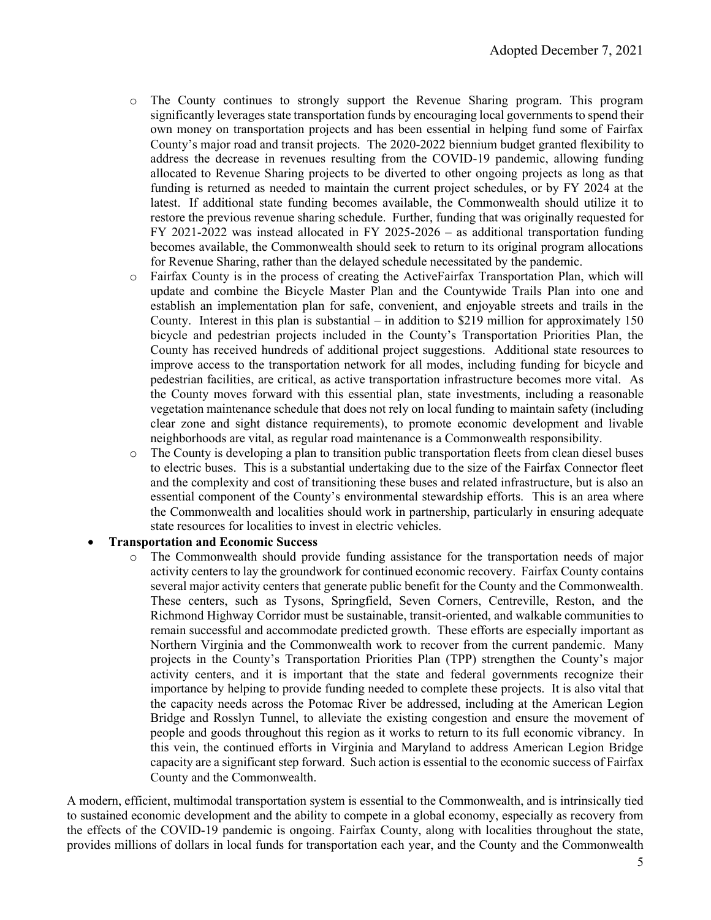- The County continues to strongly support the Revenue Sharing program. This program significantly leverages state transportation funds by encouraging local governments to spend their own money on transportation projects and has been essential in helping fund some of Fairfax County's major road and transit projects. The 2020-2022 biennium budget granted flexibility to address the decrease in revenues resulting from the COVID-19 pandemic, allowing funding allocated to Revenue Sharing projects to be diverted to other ongoing projects as long as that funding is returned as needed to maintain the current project schedules, or by FY 2024 at the latest. If additional state funding becomes available, the Commonwealth should utilize it to restore the previous revenue sharing schedule. Further, funding that was originally requested for FY 2021-2022 was instead allocated in FY 2025-2026 – as additional transportation funding becomes available, the Commonwealth should seek to return to its original program allocations for Revenue Sharing, rather than the delayed schedule necessitated by the pandemic.
- Fairfax County is in the process of creating the ActiveFairfax Transportation Plan, which will update and combine the Bicycle Master Plan and the Countywide Trails Plan into one and establish an implementation plan for safe, convenient, and enjoyable streets and trails in the County. Interest in this plan is substantial – in addition to $219 million for approximately 150 bicycle and pedestrian projects included in the County's Transportation Priorities Plan, the County has received hundreds of additional project suggestions. Additional state resources to improve access to the transportation network for all modes, including funding for bicycle and pedestrian facilities, are critical, as active transportation infrastructure becomes more vital. As the County moves forward with this essential plan, state investments, including a reasonable vegetation maintenance schedule that does not rely on local funding to maintain safety (including clear zone and sight distance requirements), to promote economic development and livable neighborhoods are vital, as regular road maintenance is a Commonwealth responsibility.
- The County is developing a plan to transition public transportation fleets from clean diesel buses to electric buses. This is a substantial undertaking due to the size of the Fairfax Connector fleet and the complexity and cost of transitioning these buses and related infrastructure, but is also an essential component of the County's environmental stewardship efforts. This is an area where the Commonwealth and localities should work in partnership, particularly in ensuring adequate state resources for localities to invest in electric vehicles.

- **Transportation and Economic Success**
  - The Commonwealth should provide funding assistance for the transportation needs of major activity centers to lay the groundwork for continued economic recovery. Fairfax County contains several major activity centers that generate public benefit for the County and the Commonwealth. These centers, such as Tysons, Springfield, Seven Corners, Centreville, Reston, and the Richmond Highway Corridor must be sustainable, transit-oriented, and walkable communities to remain successful and accommodate predicted growth. These efforts are especially important as Northern Virginia and the Commonwealth work to recover from the current pandemic. Many projects in the County's Transportation Priorities Plan (TPP) strengthen the County's major activity centers, and it is important that the state and federal governments recognize their importance by helping to provide funding needed to complete these projects. It is also vital that the capacity needs across the Potomac River be addressed, including at the American Legion Bridge and Rosslyn Tunnel, to alleviate the existing congestion and ensure the movement of people and goods throughout this region as it works to return to its full economic vibrancy. In this vein, the continued efforts in Virginia and Maryland to address American Legion Bridge capacity are a significant step forward. Such action is essential to the economic success of Fairfax County and the Commonwealth.

A modern, efficient, multimodal transportation system is essential to the Commonwealth, and is intrinsically tied to sustained economic development and the ability to compete in a global economy, especially as recovery from the effects of the COVID-19 pandemic is ongoing. Fairfax County, along with localities throughout the state, provides millions of dollars in local funds for transportation each year, and the County and the Commonwealth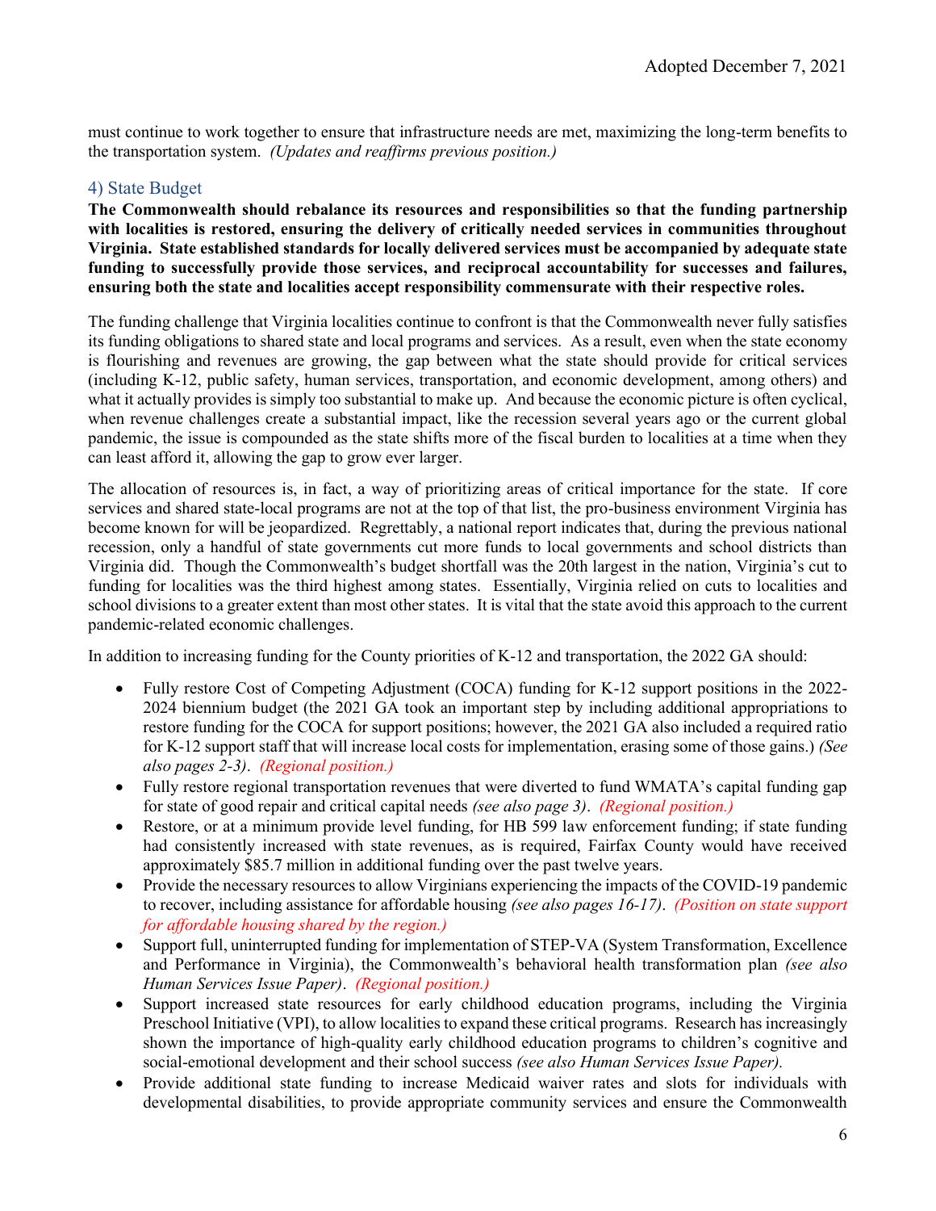must continue to work together to ensure that infrastructure needs are met, maximizing the long-term benefits to the transportation system. *(Updates and reaffirms previous position.)*

## 4) State Budget

**The Commonwealth should rebalance its resources and responsibilities so that the funding partnership with localities is restored, ensuring the delivery of critically needed services in communities throughout Virginia. State established standards for locally delivered services must be accompanied by adequate state funding to successfully provide those services, and reciprocal accountability for successes and failures, ensuring both the state and localities accept responsibility commensurate with their respective roles.**

The funding challenge that Virginia localities continue to confront is that the Commonwealth never fully satisfies its funding obligations to shared state and local programs and services. As a result, even when the state economy is flourishing and revenues are growing, the gap between what the state should provide for critical services (including K-12, public safety, human services, transportation, and economic development, among others) and what it actually provides is simply too substantial to make up. And because the economic picture is often cyclical, when revenue challenges create a substantial impact, like the recession several years ago or the current global pandemic, the issue is compounded as the state shifts more of the fiscal burden to localities at a time when they can least afford it, allowing the gap to grow ever larger.

The allocation of resources is, in fact, a way of prioritizing areas of critical importance for the state. If core services and shared state-local programs are not at the top of that list, the pro-business environment Virginia has become known for will be jeopardized. Regrettably, a national report indicates that, during the previous national recession, only a handful of state governments cut more funds to local governments and school districts than Virginia did. Though the Commonwealth's budget shortfall was the 20th largest in the nation, Virginia's cut to funding for localities was the third highest among states. Essentially, Virginia relied on cuts to localities and school divisions to a greater extent than most other states. It is vital that the state avoid this approach to the current pandemic-related economic challenges.

In addition to increasing funding for the County priorities of K-12 and transportation, the 2022 GA should:

- Fully restore Cost of Competing Adjustment (COCA) funding for K-12 support positions in the 2022-2024 biennium budget (the 2021 GA took an important step by including additional appropriations to restore funding for the COCA for support positions; however, the 2021 GA also included a required ratio for K-12 support staff that will increase local costs for implementation, erasing some of those gains.) *(See also pages 2-3)*. *(Regional position.)*
- Fully restore regional transportation revenues that were diverted to fund WMATA's capital funding gap for state of good repair and critical capital needs *(see also page 3)*. *(Regional position.)*
- Restore, or at a minimum provide level funding, for HB 599 law enforcement funding; if state funding had consistently increased with state revenues, as is required, Fairfax County would have received approximately $85.7 million in additional funding over the past twelve years.
- Provide the necessary resources to allow Virginians experiencing the impacts of the COVID-19 pandemic to recover, including assistance for affordable housing *(see also pages 16-17)*. *(Position on state support for affordable housing shared by the region.)*
- Support full, uninterrupted funding for implementation of STEP-VA (System Transformation, Excellence and Performance in Virginia), the Commonwealth's behavioral health transformation plan *(see also Human Services Issue Paper)*. *(Regional position.)*
- Support increased state resources for early childhood education programs, including the Virginia Preschool Initiative (VPI), to allow localities to expand these critical programs. Research has increasingly shown the importance of high-quality early childhood education programs to children's cognitive and social-emotional development and their school success *(see also Human Services Issue Paper).*
- Provide additional state funding to increase Medicaid waiver rates and slots for individuals with developmental disabilities, to provide appropriate community services and ensure the Commonwealth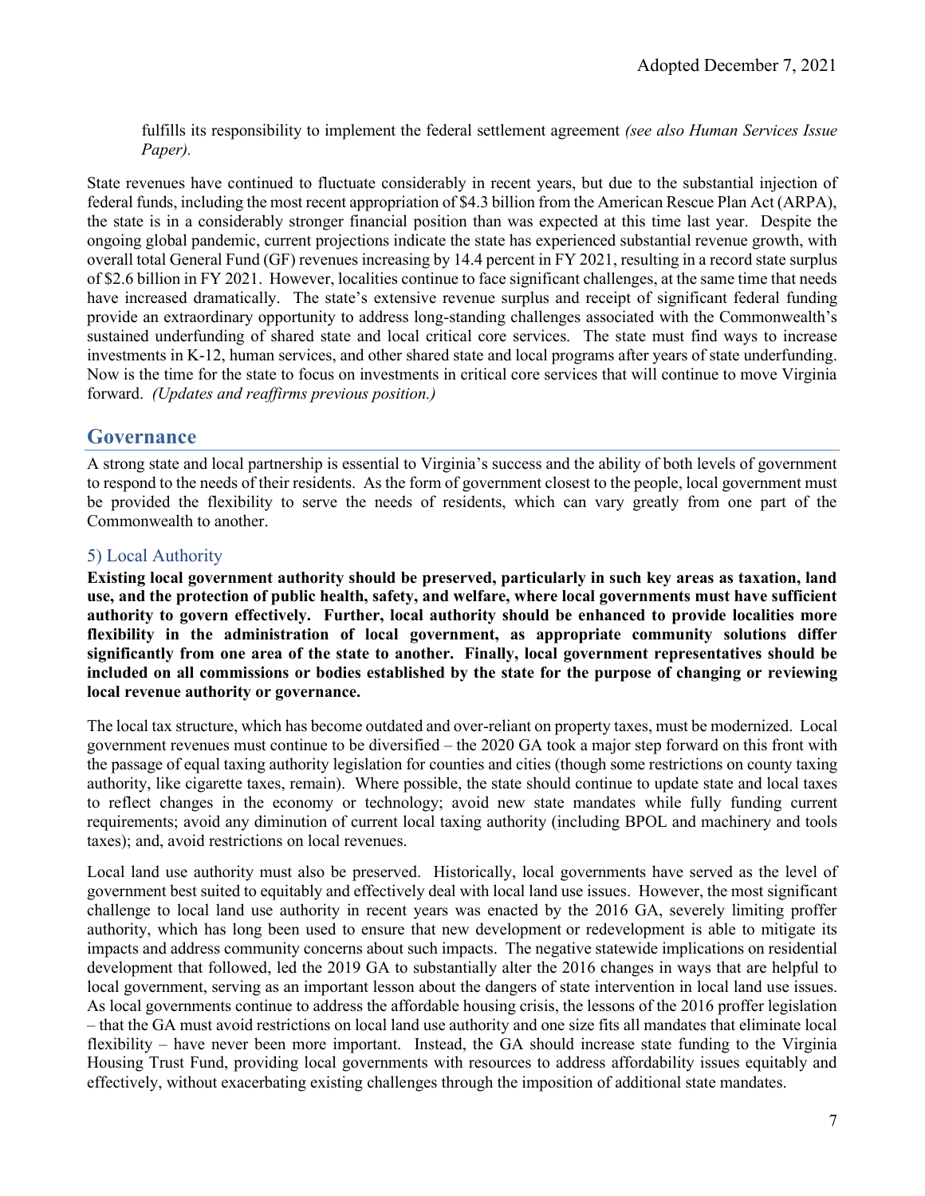fulfills its responsibility to implement the federal settlement agreement *(see also Human Services Issue Paper).*

State revenues have continued to fluctuate considerably in recent years, but due to the substantial injection of federal funds, including the most recent appropriation of $4.3 billion from the American Rescue Plan Act (ARPA), the state is in a considerably stronger financial position than was expected at this time last year. Despite the ongoing global pandemic, current projections indicate the state has experienced substantial revenue growth, with overall total General Fund (GF) revenues increasing by 14.4 percent in FY 2021, resulting in a record state surplus of $2.6 billion in FY 2021. However, localities continue to face significant challenges, at the same time that needs have increased dramatically. The state's extensive revenue surplus and receipt of significant federal funding provide an extraordinary opportunity to address long-standing challenges associated with the Commonwealth's sustained underfunding of shared state and local critical core services. The state must find ways to increase investments in K-12, human services, and other shared state and local programs after years of state underfunding. Now is the time for the state to focus on investments in critical core services that will continue to move Virginia forward. *(Updates and reaffirms previous position.)*

## Governance

A strong state and local partnership is essential to Virginia's success and the ability of both levels of government to respond to the needs of their residents. As the form of government closest to the people, local government must be provided the flexibility to serve the needs of residents, which can vary greatly from one part of the Commonwealth to another.

### 5) Local Authority

**Existing local government authority should be preserved, particularly in such key areas as taxation, land use, and the protection of public health, safety, and welfare, where local governments must have sufficient authority to govern effectively. Further, local authority should be enhanced to provide localities more flexibility in the administration of local government, as appropriate community solutions differ significantly from one area of the state to another. Finally, local government representatives should be included on all commissions or bodies established by the state for the purpose of changing or reviewing local revenue authority or governance.**

The local tax structure, which has become outdated and over-reliant on property taxes, must be modernized. Local government revenues must continue to be diversified – the 2020 GA took a major step forward on this front with the passage of equal taxing authority legislation for counties and cities (though some restrictions on county taxing authority, like cigarette taxes, remain). Where possible, the state should continue to update state and local taxes to reflect changes in the economy or technology; avoid new state mandates while fully funding current requirements; avoid any diminution of current local taxing authority (including BPOL and machinery and tools taxes); and, avoid restrictions on local revenues.

Local land use authority must also be preserved. Historically, local governments have served as the level of government best suited to equitably and effectively deal with local land use issues. However, the most significant challenge to local land use authority in recent years was enacted by the 2016 GA, severely limiting proffer authority, which has long been used to ensure that new development or redevelopment is able to mitigate its impacts and address community concerns about such impacts. The negative statewide implications on residential development that followed, led the 2019 GA to substantially alter the 2016 changes in ways that are helpful to local government, serving as an important lesson about the dangers of state intervention in local land use issues. As local governments continue to address the affordable housing crisis, the lessons of the 2016 proffer legislation – that the GA must avoid restrictions on local land use authority and one size fits all mandates that eliminate local flexibility – have never been more important. Instead, the GA should increase state funding to the Virginia Housing Trust Fund, providing local governments with resources to address affordability issues equitably and effectively, without exacerbating existing challenges through the imposition of additional state mandates.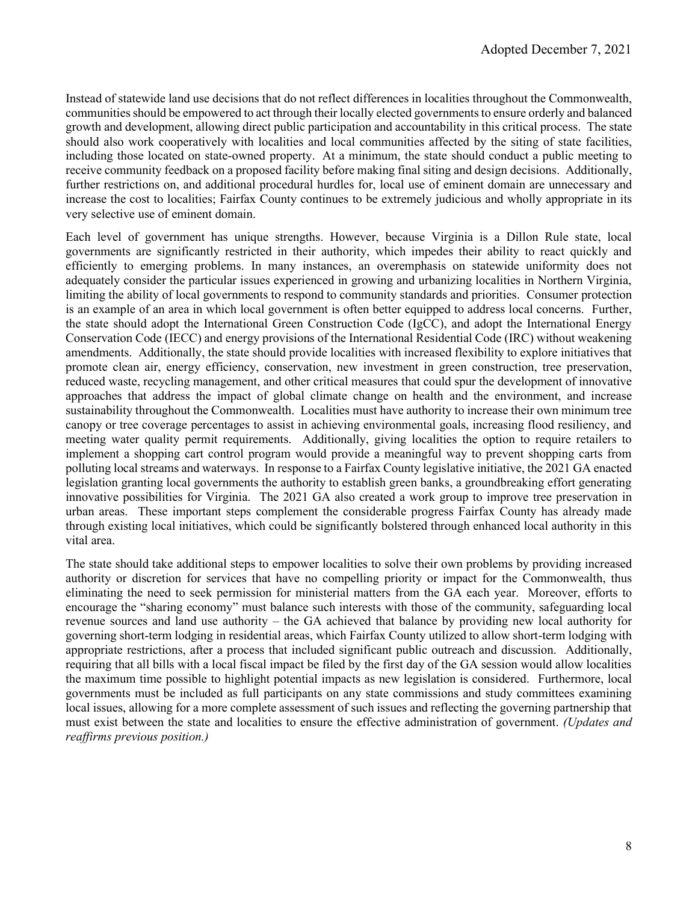Instead of statewide land use decisions that do not reflect differences in localities throughout the Commonwealth, communities should be empowered to act through their locally elected governments to ensure orderly and balanced growth and development, allowing direct public participation and accountability in this critical process. The state should also work cooperatively with localities and local communities affected by the siting of state facilities, including those located on state-owned property. At a minimum, the state should conduct a public meeting to receive community feedback on a proposed facility before making final siting and design decisions. Additionally, further restrictions on, and additional procedural hurdles for, local use of eminent domain are unnecessary and increase the cost to localities; Fairfax County continues to be extremely judicious and wholly appropriate in its very selective use of eminent domain.

Each level of government has unique strengths. However, because Virginia is a Dillon Rule state, local governments are significantly restricted in their authority, which impedes their ability to react quickly and efficiently to emerging problems. In many instances, an overemphasis on statewide uniformity does not adequately consider the particular issues experienced in growing and urbanizing localities in Northern Virginia, limiting the ability of local governments to respond to community standards and priorities. Consumer protection is an example of an area in which local government is often better equipped to address local concerns. Further, the state should adopt the International Green Construction Code (IgCC), and adopt the International Energy Conservation Code (IECC) and energy provisions of the International Residential Code (IRC) without weakening amendments. Additionally, the state should provide localities with increased flexibility to explore initiatives that promote clean air, energy efficiency, conservation, new investment in green construction, tree preservation, reduced waste, recycling management, and other critical measures that could spur the development of innovative approaches that address the impact of global climate change on health and the environment, and increase sustainability throughout the Commonwealth. Localities must have authority to increase their own minimum tree canopy or tree coverage percentages to assist in achieving environmental goals, increasing flood resiliency, and meeting water quality permit requirements. Additionally, giving localities the option to require retailers to implement a shopping cart control program would provide a meaningful way to prevent shopping carts from polluting local streams and waterways. In response to a Fairfax County legislative initiative, the 2021 GA enacted legislation granting local governments the authority to establish green banks, a groundbreaking effort generating innovative possibilities for Virginia. The 2021 GA also created a work group to improve tree preservation in urban areas. These important steps complement the considerable progress Fairfax County has already made through existing local initiatives, which could be significantly bolstered through enhanced local authority in this vital area.

The state should take additional steps to empower localities to solve their own problems by providing increased authority or discretion for services that have no compelling priority or impact for the Commonwealth, thus eliminating the need to seek permission for ministerial matters from the GA each year. Moreover, efforts to encourage the "sharing economy" must balance such interests with those of the community, safeguarding local revenue sources and land use authority – the GA achieved that balance by providing new local authority for governing short-term lodging in residential areas, which Fairfax County utilized to allow short-term lodging with appropriate restrictions, after a process that included significant public outreach and discussion. Additionally, requiring that all bills with a local fiscal impact be filed by the first day of the GA session would allow localities the maximum time possible to highlight potential impacts as new legislation is considered. Furthermore, local governments must be included as full participants on any state commissions and study committees examining local issues, allowing for a more complete assessment of such issues and reflecting the governing partnership that must exist between the state and localities to ensure the effective administration of government. *(Updates and reaffirms previous position.)*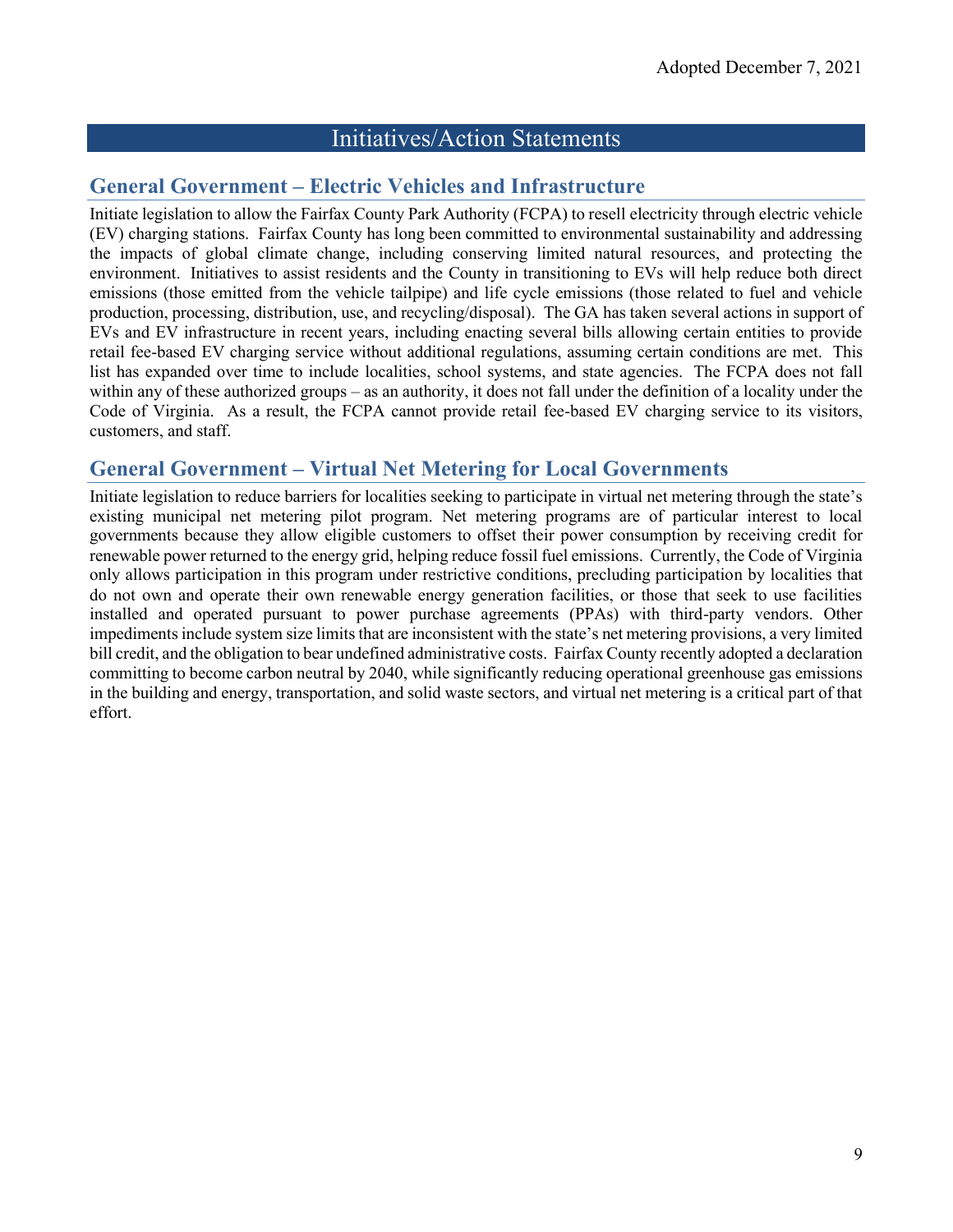## Initiatives/Action Statements

### General Government – Electric Vehicles and Infrastructure

Initiate legislation to allow the Fairfax County Park Authority (FCPA) to resell electricity through electric vehicle (EV) charging stations. Fairfax County has long been committed to environmental sustainability and addressing the impacts of global climate change, including conserving limited natural resources, and protecting the environment. Initiatives to assist residents and the County in transitioning to EVs will help reduce both direct emissions (those emitted from the vehicle tailpipe) and life cycle emissions (those related to fuel and vehicle production, processing, distribution, use, and recycling/disposal). The GA has taken several actions in support of EVs and EV infrastructure in recent years, including enacting several bills allowing certain entities to provide retail fee-based EV charging service without additional regulations, assuming certain conditions are met. This list has expanded over time to include localities, school systems, and state agencies. The FCPA does not fall within any of these authorized groups – as an authority, it does not fall under the definition of a locality under the Code of Virginia. As a result, the FCPA cannot provide retail fee-based EV charging service to its visitors, customers, and staff.

### General Government – Virtual Net Metering for Local Governments

Initiate legislation to reduce barriers for localities seeking to participate in virtual net metering through the state's existing municipal net metering pilot program. Net metering programs are of particular interest to local governments because they allow eligible customers to offset their power consumption by receiving credit for renewable power returned to the energy grid, helping reduce fossil fuel emissions. Currently, the Code of Virginia only allows participation in this program under restrictive conditions, precluding participation by localities that do not own and operate their own renewable energy generation facilities, or those that seek to use facilities installed and operated pursuant to power purchase agreements (PPAs) with third-party vendors. Other impediments include system size limits that are inconsistent with the state's net metering provisions, a very limited bill credit, and the obligation to bear undefined administrative costs. Fairfax County recently adopted a declaration committing to become carbon neutral by 2040, while significantly reducing operational greenhouse gas emissions in the building and energy, transportation, and solid waste sectors, and virtual net metering is a critical part of that effort.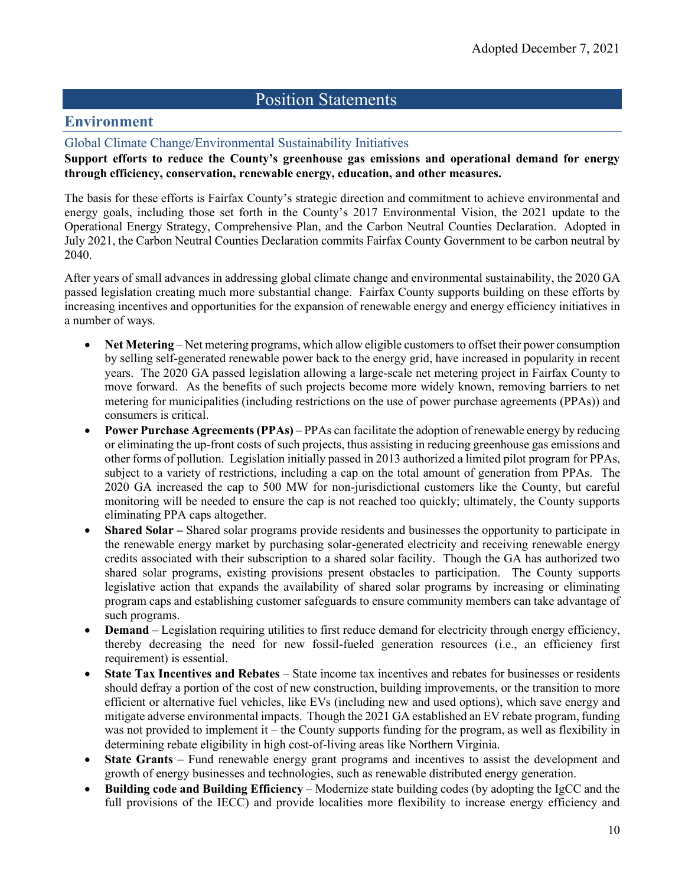# Position Statements

## Environment

### Global Climate Change/Environmental Sustainability Initiatives

**Support efforts to reduce the County's greenhouse gas emissions and operational demand for energy through efficiency, conservation, renewable energy, education, and other measures.**

The basis for these efforts is Fairfax County's strategic direction and commitment to achieve environmental and energy goals, including those set forth in the County's 2017 Environmental Vision, the 2021 update to the Operational Energy Strategy, Comprehensive Plan, and the Carbon Neutral Counties Declaration. Adopted in July 2021, the Carbon Neutral Counties Declaration commits Fairfax County Government to be carbon neutral by 2040.

After years of small advances in addressing global climate change and environmental sustainability, the 2020 GA passed legislation creating much more substantial change. Fairfax County supports building on these efforts by increasing incentives and opportunities for the expansion of renewable energy and energy efficiency initiatives in a number of ways.

- **Net Metering** – Net metering programs, which allow eligible customers to offset their power consumption by selling self-generated renewable power back to the energy grid, have increased in popularity in recent years. The 2020 GA passed legislation allowing a large-scale net metering project in Fairfax County to move forward. As the benefits of such projects become more widely known, removing barriers to net metering for municipalities (including restrictions on the use of power purchase agreements (PPAs)) and consumers is critical.
- **Power Purchase Agreements (PPAs)** – PPAs can facilitate the adoption of renewable energy by reducing or eliminating the up-front costs of such projects, thus assisting in reducing greenhouse gas emissions and other forms of pollution. Legislation initially passed in 2013 authorized a limited pilot program for PPAs, subject to a variety of restrictions, including a cap on the total amount of generation from PPAs. The 2020 GA increased the cap to 500 MW for non-jurisdictional customers like the County, but careful monitoring will be needed to ensure the cap is not reached too quickly; ultimately, the County supports eliminating PPA caps altogether.
- **Shared Solar –** Shared solar programs provide residents and businesses the opportunity to participate in the renewable energy market by purchasing solar-generated electricity and receiving renewable energy credits associated with their subscription to a shared solar facility. Though the GA has authorized two shared solar programs, existing provisions present obstacles to participation. The County supports legislative action that expands the availability of shared solar programs by increasing or eliminating program caps and establishing customer safeguards to ensure community members can take advantage of such programs.
- **Demand** – Legislation requiring utilities to first reduce demand for electricity through energy efficiency, thereby decreasing the need for new fossil-fueled generation resources (i.e., an efficiency first requirement) is essential.
- **State Tax Incentives and Rebates** – State income tax incentives and rebates for businesses or residents should defray a portion of the cost of new construction, building improvements, or the transition to more efficient or alternative fuel vehicles, like EVs (including new and used options), which save energy and mitigate adverse environmental impacts. Though the 2021 GA established an EV rebate program, funding was not provided to implement it – the County supports funding for the program, as well as flexibility in determining rebate eligibility in high cost-of-living areas like Northern Virginia.
- **State Grants** – Fund renewable energy grant programs and incentives to assist the development and growth of energy businesses and technologies, such as renewable distributed energy generation.
- **Building code and Building Efficiency** – Modernize state building codes (by adopting the IgCC and the full provisions of the IECC) and provide localities more flexibility to increase energy efficiency and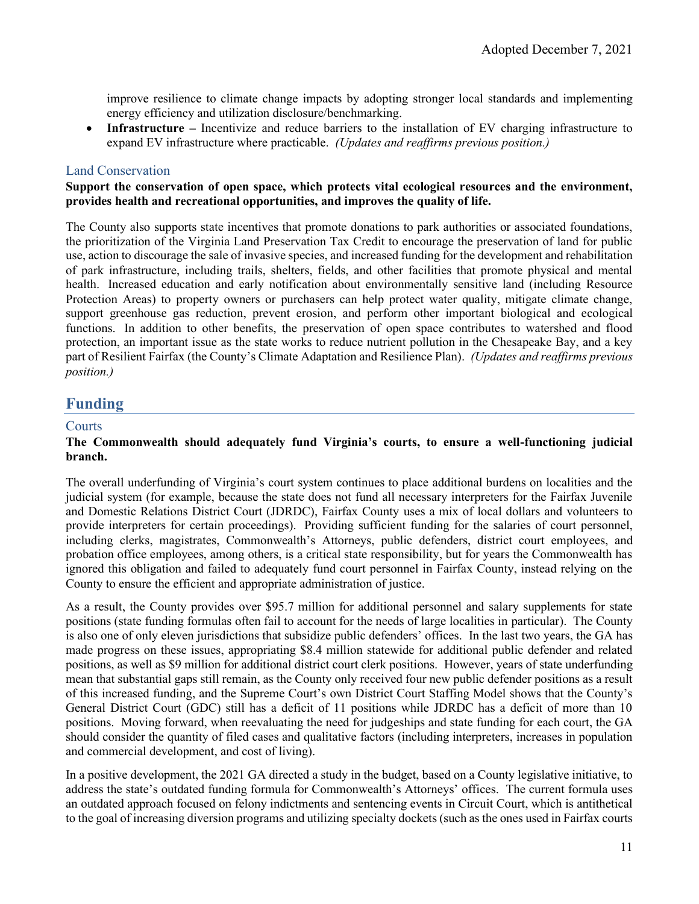improve resilience to climate change impacts by adopting stronger local standards and implementing energy efficiency and utilization disclosure/benchmarking.

- **Infrastructure –** Incentivize and reduce barriers to the installation of EV charging infrastructure to expand EV infrastructure where practicable. *(Updates and reaffirms previous position.)*

### Land Conservation

**Support the conservation of open space, which protects vital ecological resources and the environment, provides health and recreational opportunities, and improves the quality of life.**

The County also supports state incentives that promote donations to park authorities or associated foundations, the prioritization of the Virginia Land Preservation Tax Credit to encourage the preservation of land for public use, action to discourage the sale of invasive species, and increased funding for the development and rehabilitation of park infrastructure, including trails, shelters, fields, and other facilities that promote physical and mental health. Increased education and early notification about environmentally sensitive land (including Resource Protection Areas) to property owners or purchasers can help protect water quality, mitigate climate change, support greenhouse gas reduction, prevent erosion, and perform other important biological and ecological functions. In addition to other benefits, the preservation of open space contributes to watershed and flood protection, an important issue as the state works to reduce nutrient pollution in the Chesapeake Bay, and a key part of Resilient Fairfax (the County's Climate Adaptation and Resilience Plan). *(Updates and reaffirms previous position.)*

## Funding

### Courts

**The Commonwealth should adequately fund Virginia's courts, to ensure a well-functioning judicial branch.**

The overall underfunding of Virginia's court system continues to place additional burdens on localities and the judicial system (for example, because the state does not fund all necessary interpreters for the Fairfax Juvenile and Domestic Relations District Court (JDRDC), Fairfax County uses a mix of local dollars and volunteers to provide interpreters for certain proceedings). Providing sufficient funding for the salaries of court personnel, including clerks, magistrates, Commonwealth's Attorneys, public defenders, district court employees, and probation office employees, among others, is a critical state responsibility, but for years the Commonwealth has ignored this obligation and failed to adequately fund court personnel in Fairfax County, instead relying on the County to ensure the efficient and appropriate administration of justice.

As a result, the County provides over $95.7 million for additional personnel and salary supplements for state positions (state funding formulas often fail to account for the needs of large localities in particular). The County is also one of only eleven jurisdictions that subsidize public defenders' offices. In the last two years, the GA has made progress on these issues, appropriating $8.4 million statewide for additional public defender and related positions, as well as $9 million for additional district court clerk positions. However, years of state underfunding mean that substantial gaps still remain, as the County only received four new public defender positions as a result of this increased funding, and the Supreme Court's own District Court Staffing Model shows that the County's General District Court (GDC) still has a deficit of 11 positions while JDRDC has a deficit of more than 10 positions. Moving forward, when reevaluating the need for judgeships and state funding for each court, the GA should consider the quantity of filed cases and qualitative factors (including interpreters, increases in population and commercial development, and cost of living).

In a positive development, the 2021 GA directed a study in the budget, based on a County legislative initiative, to address the state's outdated funding formula for Commonwealth's Attorneys' offices. The current formula uses an outdated approach focused on felony indictments and sentencing events in Circuit Court, which is antithetical to the goal of increasing diversion programs and utilizing specialty dockets (such as the ones used in Fairfax courts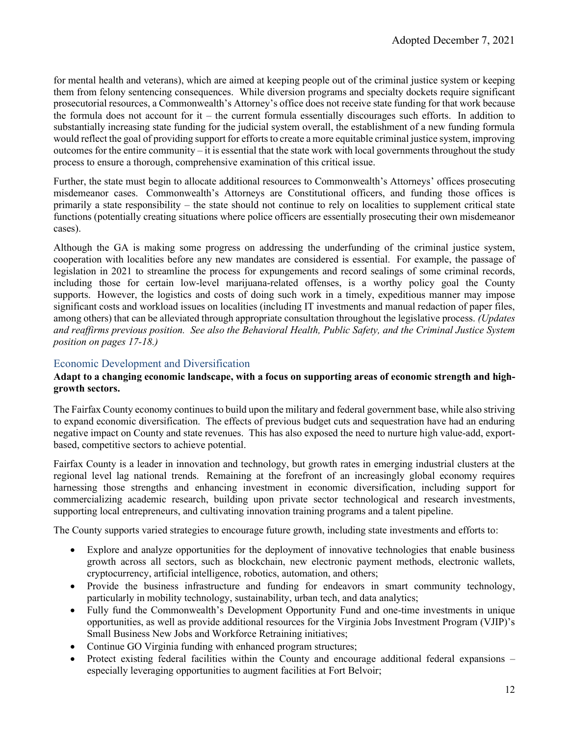for mental health and veterans), which are aimed at keeping people out of the criminal justice system or keeping them from felony sentencing consequences. While diversion programs and specialty dockets require significant prosecutorial resources, a Commonwealth's Attorney's office does not receive state funding for that work because the formula does not account for it – the current formula essentially discourages such efforts. In addition to substantially increasing state funding for the judicial system overall, the establishment of a new funding formula would reflect the goal of providing support for efforts to create a more equitable criminal justice system, improving outcomes for the entire community – it is essential that the state work with local governments throughout the study process to ensure a thorough, comprehensive examination of this critical issue.

Further, the state must begin to allocate additional resources to Commonwealth's Attorneys' offices prosecuting misdemeanor cases. Commonwealth's Attorneys are Constitutional officers, and funding those offices is primarily a state responsibility – the state should not continue to rely on localities to supplement critical state functions (potentially creating situations where police officers are essentially prosecuting their own misdemeanor cases).

Although the GA is making some progress on addressing the underfunding of the criminal justice system, cooperation with localities before any new mandates are considered is essential. For example, the passage of legislation in 2021 to streamline the process for expungements and record sealings of some criminal records, including those for certain low-level marijuana-related offenses, is a worthy policy goal the County supports. However, the logistics and costs of doing such work in a timely, expeditious manner may impose significant costs and workload issues on localities (including IT investments and manual redaction of paper files, among others) that can be alleviated through appropriate consultation throughout the legislative process. *(Updates and reaffirms previous position. See also the Behavioral Health, Public Safety, and the Criminal Justice System position on pages 17-18.)*

## Economic Development and Diversification

**Adapt to a changing economic landscape, with a focus on supporting areas of economic strength and high-growth sectors.**

The Fairfax County economy continues to build upon the military and federal government base, while also striving to expand economic diversification. The effects of previous budget cuts and sequestration have had an enduring negative impact on County and state revenues. This has also exposed the need to nurture high value-add, export-based, competitive sectors to achieve potential.

Fairfax County is a leader in innovation and technology, but growth rates in emerging industrial clusters at the regional level lag national trends. Remaining at the forefront of an increasingly global economy requires harnessing those strengths and enhancing investment in economic diversification, including support for commercializing academic research, building upon private sector technological and research investments, supporting local entrepreneurs, and cultivating innovation training programs and a talent pipeline.

The County supports varied strategies to encourage future growth, including state investments and efforts to:

- Explore and analyze opportunities for the deployment of innovative technologies that enable business growth across all sectors, such as blockchain, new electronic payment methods, electronic wallets, cryptocurrency, artificial intelligence, robotics, automation, and others;
- Provide the business infrastructure and funding for endeavors in smart community technology, particularly in mobility technology, sustainability, urban tech, and data analytics;
- Fully fund the Commonwealth's Development Opportunity Fund and one-time investments in unique opportunities, as well as provide additional resources for the Virginia Jobs Investment Program (VJIP)'s Small Business New Jobs and Workforce Retraining initiatives;
- Continue GO Virginia funding with enhanced program structures;
- Protect existing federal facilities within the County and encourage additional federal expansions – especially leveraging opportunities to augment facilities at Fort Belvoir;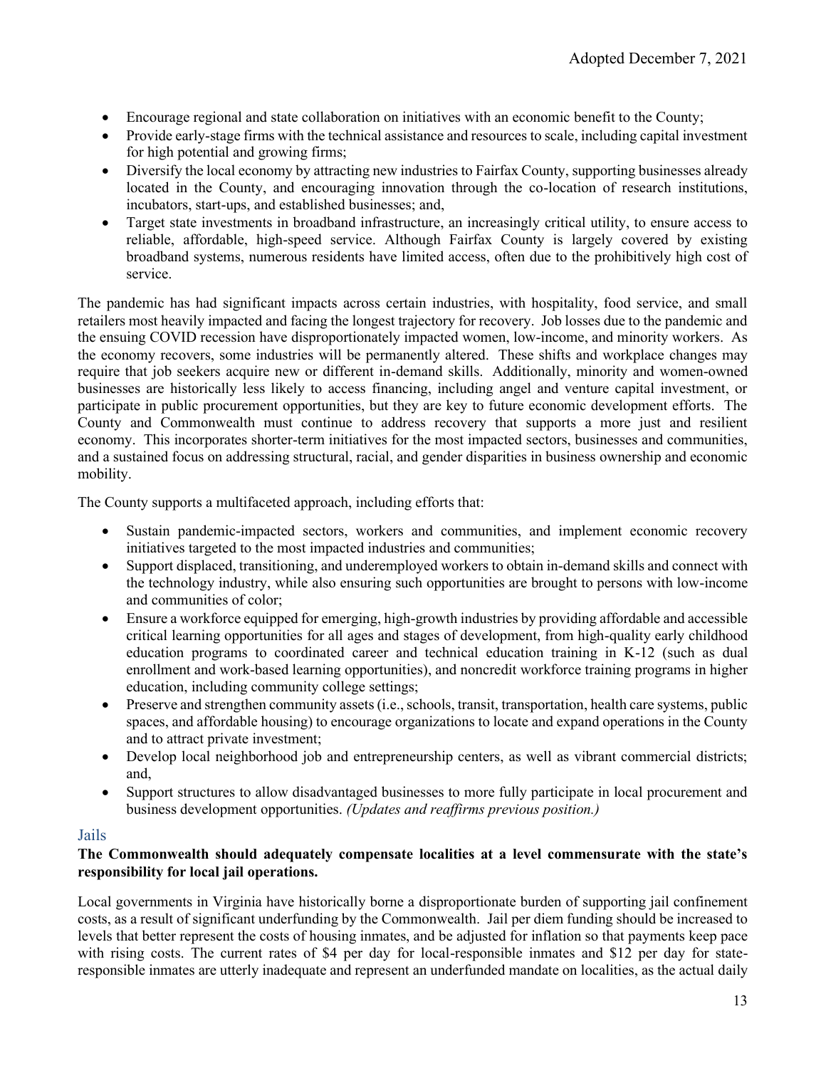- Encourage regional and state collaboration on initiatives with an economic benefit to the County;
- Provide early-stage firms with the technical assistance and resources to scale, including capital investment for high potential and growing firms;
- Diversify the local economy by attracting new industries to Fairfax County, supporting businesses already located in the County, and encouraging innovation through the co-location of research institutions, incubators, start-ups, and established businesses; and,
- Target state investments in broadband infrastructure, an increasingly critical utility, to ensure access to reliable, affordable, high-speed service. Although Fairfax County is largely covered by existing broadband systems, numerous residents have limited access, often due to the prohibitively high cost of service.

The pandemic has had significant impacts across certain industries, with hospitality, food service, and small retailers most heavily impacted and facing the longest trajectory for recovery. Job losses due to the pandemic and the ensuing COVID recession have disproportionately impacted women, low-income, and minority workers. As the economy recovers, some industries will be permanently altered. These shifts and workplace changes may require that job seekers acquire new or different in-demand skills. Additionally, minority and women-owned businesses are historically less likely to access financing, including angel and venture capital investment, or participate in public procurement opportunities, but they are key to future economic development efforts. The County and Commonwealth must continue to address recovery that supports a more just and resilient economy. This incorporates shorter-term initiatives for the most impacted sectors, businesses and communities, and a sustained focus on addressing structural, racial, and gender disparities in business ownership and economic mobility.

The County supports a multifaceted approach, including efforts that:

- Sustain pandemic-impacted sectors, workers and communities, and implement economic recovery initiatives targeted to the most impacted industries and communities;
- Support displaced, transitioning, and underemployed workers to obtain in-demand skills and connect with the technology industry, while also ensuring such opportunities are brought to persons with low-income and communities of color;
- Ensure a workforce equipped for emerging, high-growth industries by providing affordable and accessible critical learning opportunities for all ages and stages of development, from high-quality early childhood education programs to coordinated career and technical education training in K-12 (such as dual enrollment and work-based learning opportunities), and noncredit workforce training programs in higher education, including community college settings;
- Preserve and strengthen community assets (i.e., schools, transit, transportation, health care systems, public spaces, and affordable housing) to encourage organizations to locate and expand operations in the County and to attract private investment;
- Develop local neighborhood job and entrepreneurship centers, as well as vibrant commercial districts; and,
- Support structures to allow disadvantaged businesses to more fully participate in local procurement and business development opportunities. *(Updates and reaffirms previous position.)*

## Jails

**The Commonwealth should adequately compensate localities at a level commensurate with the state's responsibility for local jail operations.**

Local governments in Virginia have historically borne a disproportionate burden of supporting jail confinement costs, as a result of significant underfunding by the Commonwealth. Jail per diem funding should be increased to levels that better represent the costs of housing inmates, and be adjusted for inflation so that payments keep pace with rising costs. The current rates of $4 per day for local-responsible inmates and $12 per day for state-responsible inmates are utterly inadequate and represent an underfunded mandate on localities, as the actual daily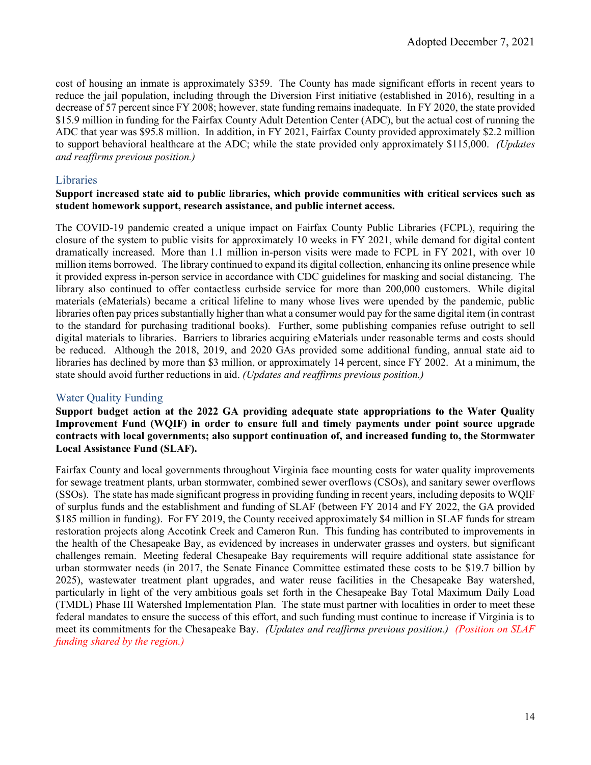cost of housing an inmate is approximately $359. The County has made significant efforts in recent years to reduce the jail population, including through the Diversion First initiative (established in 2016), resulting in a decrease of 57 percent since FY 2008; however, state funding remains inadequate. In FY 2020, the state provided $15.9 million in funding for the Fairfax County Adult Detention Center (ADC), but the actual cost of running the ADC that year was $95.8 million. In addition, in FY 2021, Fairfax County provided approximately $2.2 million to support behavioral healthcare at the ADC; while the state provided only approximately $115,000. *(Updates and reaffirms previous position.)*

## Libraries

**Support increased state aid to public libraries, which provide communities with critical services such as student homework support, research assistance, and public internet access.**

The COVID-19 pandemic created a unique impact on Fairfax County Public Libraries (FCPL), requiring the closure of the system to public visits for approximately 10 weeks in FY 2021, while demand for digital content dramatically increased. More than 1.1 million in-person visits were made to FCPL in FY 2021, with over 10 million items borrowed. The library continued to expand its digital collection, enhancing its online presence while it provided express in-person service in accordance with CDC guidelines for masking and social distancing. The library also continued to offer contactless curbside service for more than 200,000 customers. While digital materials (eMaterials) became a critical lifeline to many whose lives were upended by the pandemic, public libraries often pay prices substantially higher than what a consumer would pay for the same digital item (in contrast to the standard for purchasing traditional books). Further, some publishing companies refuse outright to sell digital materials to libraries. Barriers to libraries acquiring eMaterials under reasonable terms and costs should be reduced. Although the 2018, 2019, and 2020 GAs provided some additional funding, annual state aid to libraries has declined by more than $3 million, or approximately 14 percent, since FY 2002. At a minimum, the state should avoid further reductions in aid. *(Updates and reaffirms previous position.)*

## Water Quality Funding

**Support budget action at the 2022 GA providing adequate state appropriations to the Water Quality Improvement Fund (WQIF) in order to ensure full and timely payments under point source upgrade contracts with local governments; also support continuation of, and increased funding to, the Stormwater Local Assistance Fund (SLAF).**

Fairfax County and local governments throughout Virginia face mounting costs for water quality improvements for sewage treatment plants, urban stormwater, combined sewer overflows (CSOs), and sanitary sewer overflows (SSOs). The state has made significant progress in providing funding in recent years, including deposits to WQIF of surplus funds and the establishment and funding of SLAF (between FY 2014 and FY 2022, the GA provided $185 million in funding). For FY 2019, the County received approximately $4 million in SLAF funds for stream restoration projects along Accotink Creek and Cameron Run. This funding has contributed to improvements in the health of the Chesapeake Bay, as evidenced by increases in underwater grasses and oysters, but significant challenges remain. Meeting federal Chesapeake Bay requirements will require additional state assistance for urban stormwater needs (in 2017, the Senate Finance Committee estimated these costs to be $19.7 billion by 2025), wastewater treatment plant upgrades, and water reuse facilities in the Chesapeake Bay watershed, particularly in light of the very ambitious goals set forth in the Chesapeake Bay Total Maximum Daily Load (TMDL) Phase III Watershed Implementation Plan. The state must partner with localities in order to meet these federal mandates to ensure the success of this effort, and such funding must continue to increase if Virginia is to meet its commitments for the Chesapeake Bay. *(Updates and reaffirms previous position.)* *(Position on SLAF funding shared by the region.)*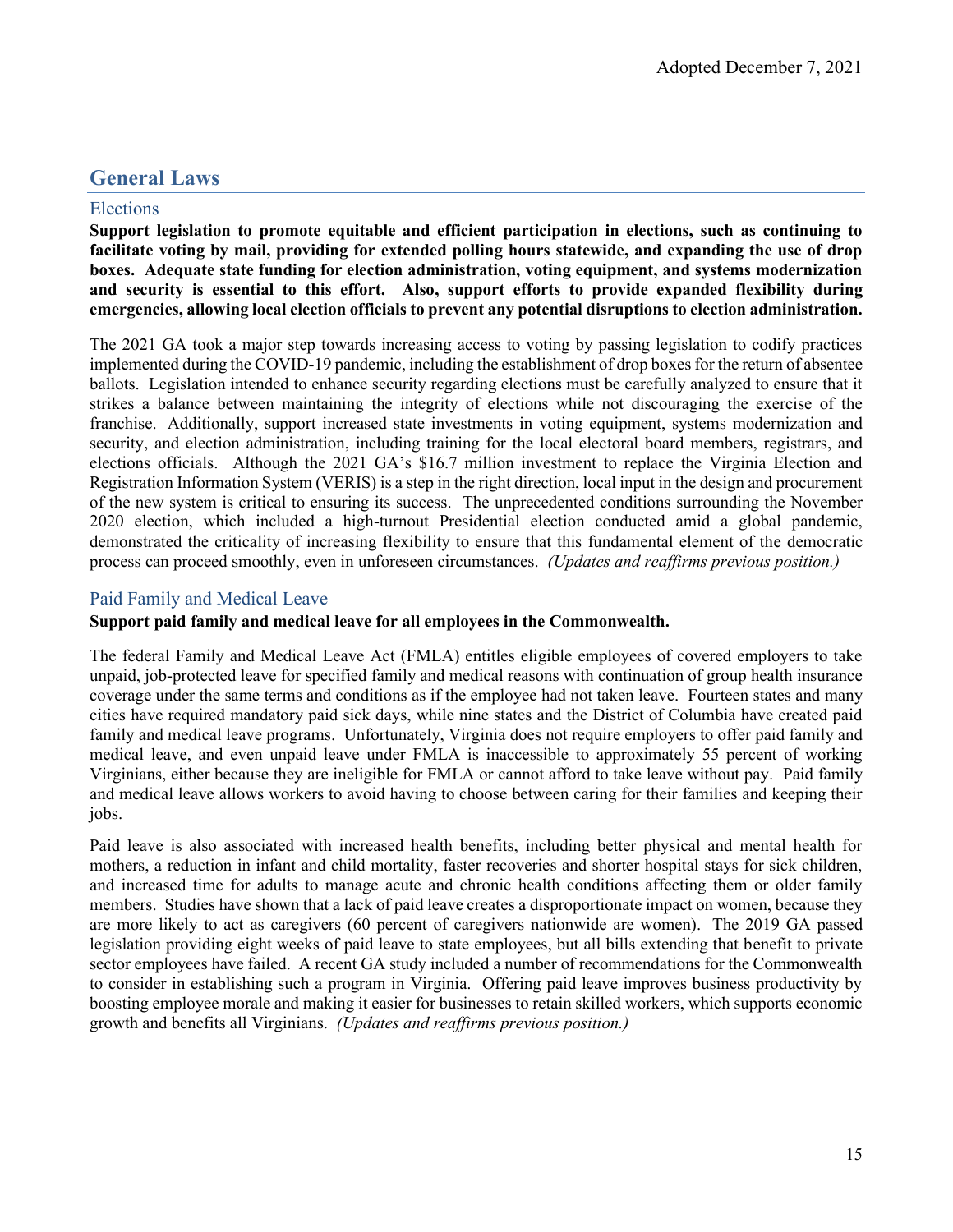## General Laws

### Elections

**Support legislation to promote equitable and efficient participation in elections, such as continuing to facilitate voting by mail, providing for extended polling hours statewide, and expanding the use of drop boxes. Adequate state funding for election administration, voting equipment, and systems modernization and security is essential to this effort. Also, support efforts to provide expanded flexibility during emergencies, allowing local election officials to prevent any potential disruptions to election administration.**

The 2021 GA took a major step towards increasing access to voting by passing legislation to codify practices implemented during the COVID-19 pandemic, including the establishment of drop boxes for the return of absentee ballots. Legislation intended to enhance security regarding elections must be carefully analyzed to ensure that it strikes a balance between maintaining the integrity of elections while not discouraging the exercise of the franchise. Additionally, support increased state investments in voting equipment, systems modernization and security, and election administration, including training for the local electoral board members, registrars, and elections officials. Although the 2021 GA's $16.7 million investment to replace the Virginia Election and Registration Information System (VERIS) is a step in the right direction, local input in the design and procurement of the new system is critical to ensuring its success. The unprecedented conditions surrounding the November 2020 election, which included a high-turnout Presidential election conducted amid a global pandemic, demonstrated the criticality of increasing flexibility to ensure that this fundamental element of the democratic process can proceed smoothly, even in unforeseen circumstances. *(Updates and reaffirms previous position.)*

### Paid Family and Medical Leave

**Support paid family and medical leave for all employees in the Commonwealth.**

The federal Family and Medical Leave Act (FMLA) entitles eligible employees of covered employers to take unpaid, job-protected leave for specified family and medical reasons with continuation of group health insurance coverage under the same terms and conditions as if the employee had not taken leave. Fourteen states and many cities have required mandatory paid sick days, while nine states and the District of Columbia have created paid family and medical leave programs. Unfortunately, Virginia does not require employers to offer paid family and medical leave, and even unpaid leave under FMLA is inaccessible to approximately 55 percent of working Virginians, either because they are ineligible for FMLA or cannot afford to take leave without pay. Paid family and medical leave allows workers to avoid having to choose between caring for their families and keeping their jobs.

Paid leave is also associated with increased health benefits, including better physical and mental health for mothers, a reduction in infant and child mortality, faster recoveries and shorter hospital stays for sick children, and increased time for adults to manage acute and chronic health conditions affecting them or older family members. Studies have shown that a lack of paid leave creates a disproportionate impact on women, because they are more likely to act as caregivers (60 percent of caregivers nationwide are women). The 2019 GA passed legislation providing eight weeks of paid leave to state employees, but all bills extending that benefit to private sector employees have failed. A recent GA study included a number of recommendations for the Commonwealth to consider in establishing such a program in Virginia. Offering paid leave improves business productivity by boosting employee morale and making it easier for businesses to retain skilled workers, which supports economic growth and benefits all Virginians. *(Updates and reaffirms previous position.)*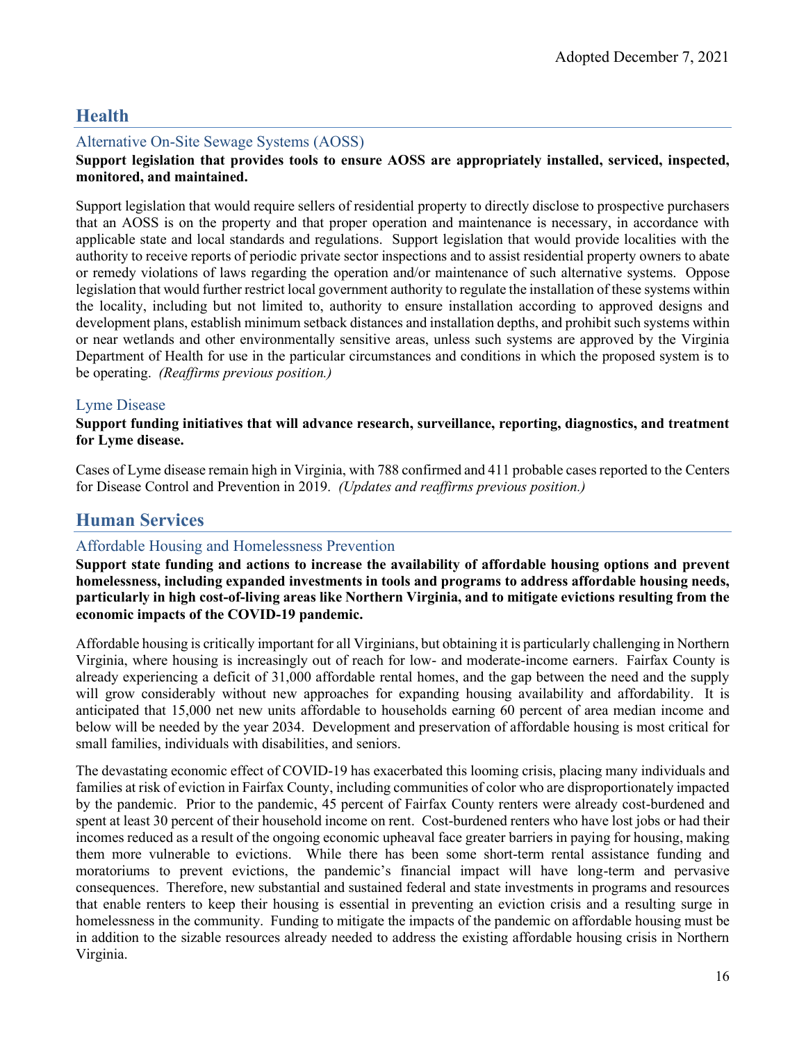## Health

### Alternative On-Site Sewage Systems (AOSS)

**Support legislation that provides tools to ensure AOSS are appropriately installed, serviced, inspected, monitored, and maintained.**

Support legislation that would require sellers of residential property to directly disclose to prospective purchasers that an AOSS is on the property and that proper operation and maintenance is necessary, in accordance with applicable state and local standards and regulations. Support legislation that would provide localities with the authority to receive reports of periodic private sector inspections and to assist residential property owners to abate or remedy violations of laws regarding the operation and/or maintenance of such alternative systems. Oppose legislation that would further restrict local government authority to regulate the installation of these systems within the locality, including but not limited to, authority to ensure installation according to approved designs and development plans, establish minimum setback distances and installation depths, and prohibit such systems within or near wetlands and other environmentally sensitive areas, unless such systems are approved by the Virginia Department of Health for use in the particular circumstances and conditions in which the proposed system is to be operating. *(Reaffirms previous position.)*

### Lyme Disease

**Support funding initiatives that will advance research, surveillance, reporting, diagnostics, and treatment for Lyme disease.**

Cases of Lyme disease remain high in Virginia, with 788 confirmed and 411 probable cases reported to the Centers for Disease Control and Prevention in 2019. *(Updates and reaffirms previous position.)*

## Human Services

### Affordable Housing and Homelessness Prevention

**Support state funding and actions to increase the availability of affordable housing options and prevent homelessness, including expanded investments in tools and programs to address affordable housing needs, particularly in high cost-of-living areas like Northern Virginia, and to mitigate evictions resulting from the economic impacts of the COVID-19 pandemic.**

Affordable housing is critically important for all Virginians, but obtaining it is particularly challenging in Northern Virginia, where housing is increasingly out of reach for low- and moderate-income earners. Fairfax County is already experiencing a deficit of 31,000 affordable rental homes, and the gap between the need and the supply will grow considerably without new approaches for expanding housing availability and affordability. It is anticipated that 15,000 net new units affordable to households earning 60 percent of area median income and below will be needed by the year 2034. Development and preservation of affordable housing is most critical for small families, individuals with disabilities, and seniors.

The devastating economic effect of COVID-19 has exacerbated this looming crisis, placing many individuals and families at risk of eviction in Fairfax County, including communities of color who are disproportionately impacted by the pandemic. Prior to the pandemic, 45 percent of Fairfax County renters were already cost-burdened and spent at least 30 percent of their household income on rent. Cost-burdened renters who have lost jobs or had their incomes reduced as a result of the ongoing economic upheaval face greater barriers in paying for housing, making them more vulnerable to evictions. While there has been some short-term rental assistance funding and moratoriums to prevent evictions, the pandemic's financial impact will have long-term and pervasive consequences. Therefore, new substantial and sustained federal and state investments in programs and resources that enable renters to keep their housing is essential in preventing an eviction crisis and a resulting surge in homelessness in the community. Funding to mitigate the impacts of the pandemic on affordable housing must be in addition to the sizable resources already needed to address the existing affordable housing crisis in Northern Virginia.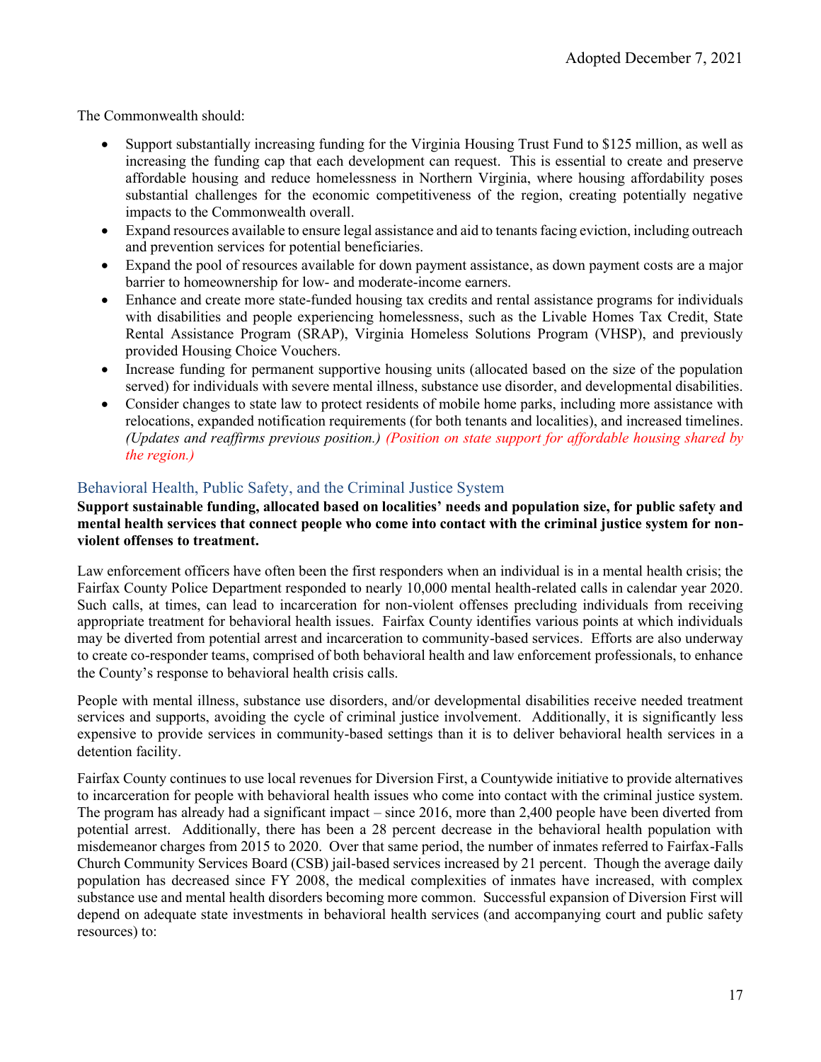The Commonwealth should:

- Support substantially increasing funding for the Virginia Housing Trust Fund to $125 million, as well as increasing the funding cap that each development can request. This is essential to create and preserve affordable housing and reduce homelessness in Northern Virginia, where housing affordability poses substantial challenges for the economic competitiveness of the region, creating potentially negative impacts to the Commonwealth overall.
- Expand resources available to ensure legal assistance and aid to tenants facing eviction, including outreach and prevention services for potential beneficiaries.
- Expand the pool of resources available for down payment assistance, as down payment costs are a major barrier to homeownership for low- and moderate-income earners.
- Enhance and create more state-funded housing tax credits and rental assistance programs for individuals with disabilities and people experiencing homelessness, such as the Livable Homes Tax Credit, State Rental Assistance Program (SRAP), Virginia Homeless Solutions Program (VHSP), and previously provided Housing Choice Vouchers.
- Increase funding for permanent supportive housing units (allocated based on the size of the population served) for individuals with severe mental illness, substance use disorder, and developmental disabilities.
- Consider changes to state law to protect residents of mobile home parks, including more assistance with relocations, expanded notification requirements (for both tenants and localities), and increased timelines. *(Updates and reaffirms previous position.) (Position on state support for affordable housing shared by the region.)*

## Behavioral Health, Public Safety, and the Criminal Justice System

**Support sustainable funding, allocated based on localities' needs and population size, for public safety and mental health services that connect people who come into contact with the criminal justice system for non-violent offenses to treatment.**

Law enforcement officers have often been the first responders when an individual is in a mental health crisis; the Fairfax County Police Department responded to nearly 10,000 mental health-related calls in calendar year 2020. Such calls, at times, can lead to incarceration for non-violent offenses precluding individuals from receiving appropriate treatment for behavioral health issues. Fairfax County identifies various points at which individuals may be diverted from potential arrest and incarceration to community-based services. Efforts are also underway to create co-responder teams, comprised of both behavioral health and law enforcement professionals, to enhance the County's response to behavioral health crisis calls.

People with mental illness, substance use disorders, and/or developmental disabilities receive needed treatment services and supports, avoiding the cycle of criminal justice involvement. Additionally, it is significantly less expensive to provide services in community-based settings than it is to deliver behavioral health services in a detention facility.

Fairfax County continues to use local revenues for Diversion First, a Countywide initiative to provide alternatives to incarceration for people with behavioral health issues who come into contact with the criminal justice system. The program has already had a significant impact – since 2016, more than 2,400 people have been diverted from potential arrest. Additionally, there has been a 28 percent decrease in the behavioral health population with misdemeanor charges from 2015 to 2020. Over that same period, the number of inmates referred to Fairfax-Falls Church Community Services Board (CSB) jail-based services increased by 21 percent. Though the average daily population has decreased since FY 2008, the medical complexities of inmates have increased, with complex substance use and mental health disorders becoming more common. Successful expansion of Diversion First will depend on adequate state investments in behavioral health services (and accompanying court and public safety resources) to: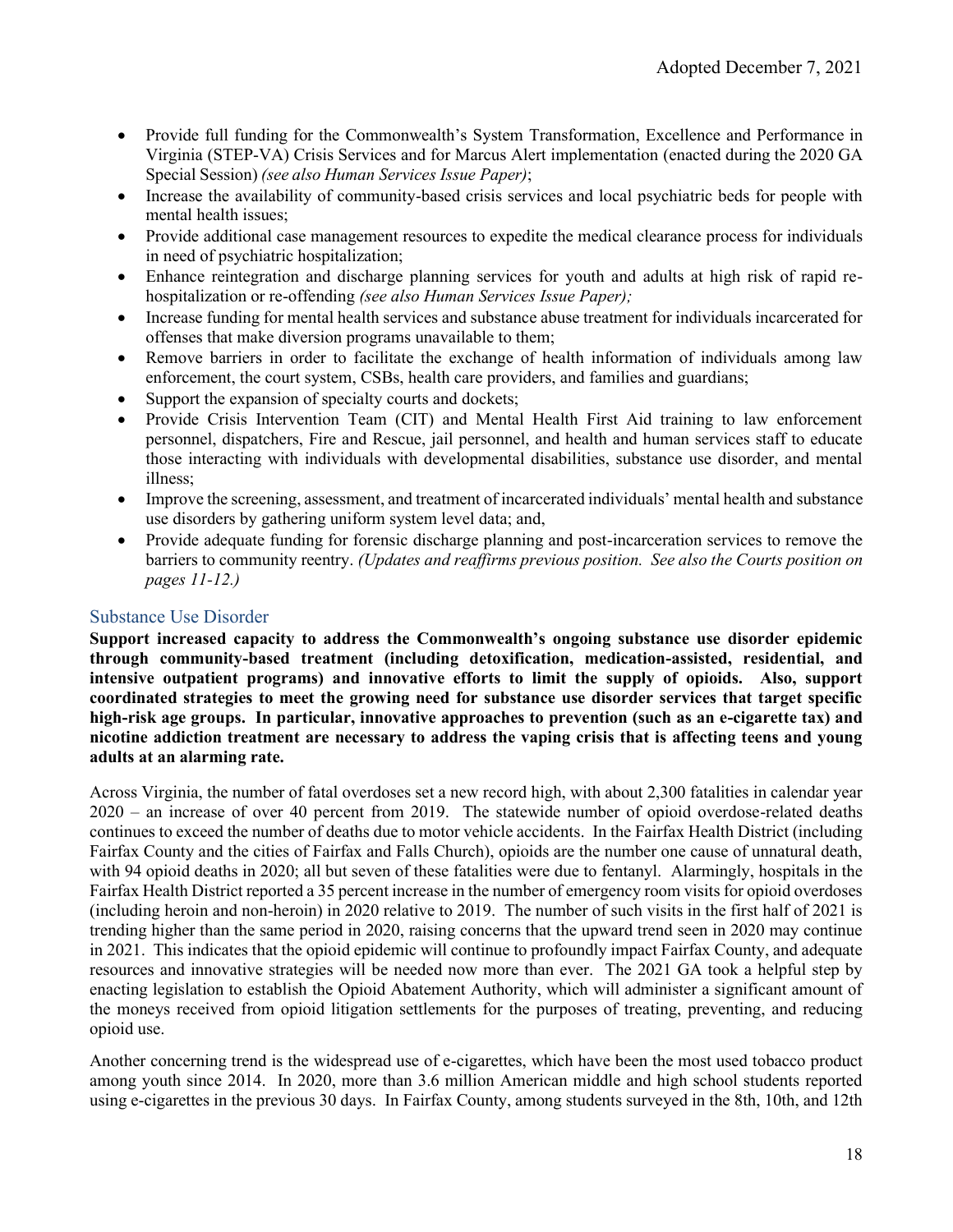- Provide full funding for the Commonwealth's System Transformation, Excellence and Performance in Virginia (STEP-VA) Crisis Services and for Marcus Alert implementation (enacted during the 2020 GA Special Session) *(see also Human Services Issue Paper)*;
- Increase the availability of community-based crisis services and local psychiatric beds for people with mental health issues;
- Provide additional case management resources to expedite the medical clearance process for individuals in need of psychiatric hospitalization;
- Enhance reintegration and discharge planning services for youth and adults at high risk of rapid re-hospitalization or re-offending *(see also Human Services Issue Paper);*
- Increase funding for mental health services and substance abuse treatment for individuals incarcerated for offenses that make diversion programs unavailable to them;
- Remove barriers in order to facilitate the exchange of health information of individuals among law enforcement, the court system, CSBs, health care providers, and families and guardians;
- Support the expansion of specialty courts and dockets;
- Provide Crisis Intervention Team (CIT) and Mental Health First Aid training to law enforcement personnel, dispatchers, Fire and Rescue, jail personnel, and health and human services staff to educate those interacting with individuals with developmental disabilities, substance use disorder, and mental illness;
- Improve the screening, assessment, and treatment of incarcerated individuals' mental health and substance use disorders by gathering uniform system level data; and,
- Provide adequate funding for forensic discharge planning and post-incarceration services to remove the barriers to community reentry. *(Updates and reaffirms previous position. See also the Courts position on pages 11-12.)*

### Substance Use Disorder

**Support increased capacity to address the Commonwealth's ongoing substance use disorder epidemic through community-based treatment (including detoxification, medication-assisted, residential, and intensive outpatient programs) and innovative efforts to limit the supply of opioids. Also, support coordinated strategies to meet the growing need for substance use disorder services that target specific high-risk age groups. In particular, innovative approaches to prevention (such as an e-cigarette tax) and nicotine addiction treatment are necessary to address the vaping crisis that is affecting teens and young adults at an alarming rate.**

Across Virginia, the number of fatal overdoses set a new record high, with about 2,300 fatalities in calendar year 2020 – an increase of over 40 percent from 2019. The statewide number of opioid overdose-related deaths continues to exceed the number of deaths due to motor vehicle accidents. In the Fairfax Health District (including Fairfax County and the cities of Fairfax and Falls Church), opioids are the number one cause of unnatural death, with 94 opioid deaths in 2020; all but seven of these fatalities were due to fentanyl. Alarmingly, hospitals in the Fairfax Health District reported a 35 percent increase in the number of emergency room visits for opioid overdoses (including heroin and non-heroin) in 2020 relative to 2019. The number of such visits in the first half of 2021 is trending higher than the same period in 2020, raising concerns that the upward trend seen in 2020 may continue in 2021. This indicates that the opioid epidemic will continue to profoundly impact Fairfax County, and adequate resources and innovative strategies will be needed now more than ever. The 2021 GA took a helpful step by enacting legislation to establish the Opioid Abatement Authority, which will administer a significant amount of the moneys received from opioid litigation settlements for the purposes of treating, preventing, and reducing opioid use.

Another concerning trend is the widespread use of e-cigarettes, which have been the most used tobacco product among youth since 2014. In 2020, more than 3.6 million American middle and high school students reported using e-cigarettes in the previous 30 days. In Fairfax County, among students surveyed in the 8th, 10th, and 12th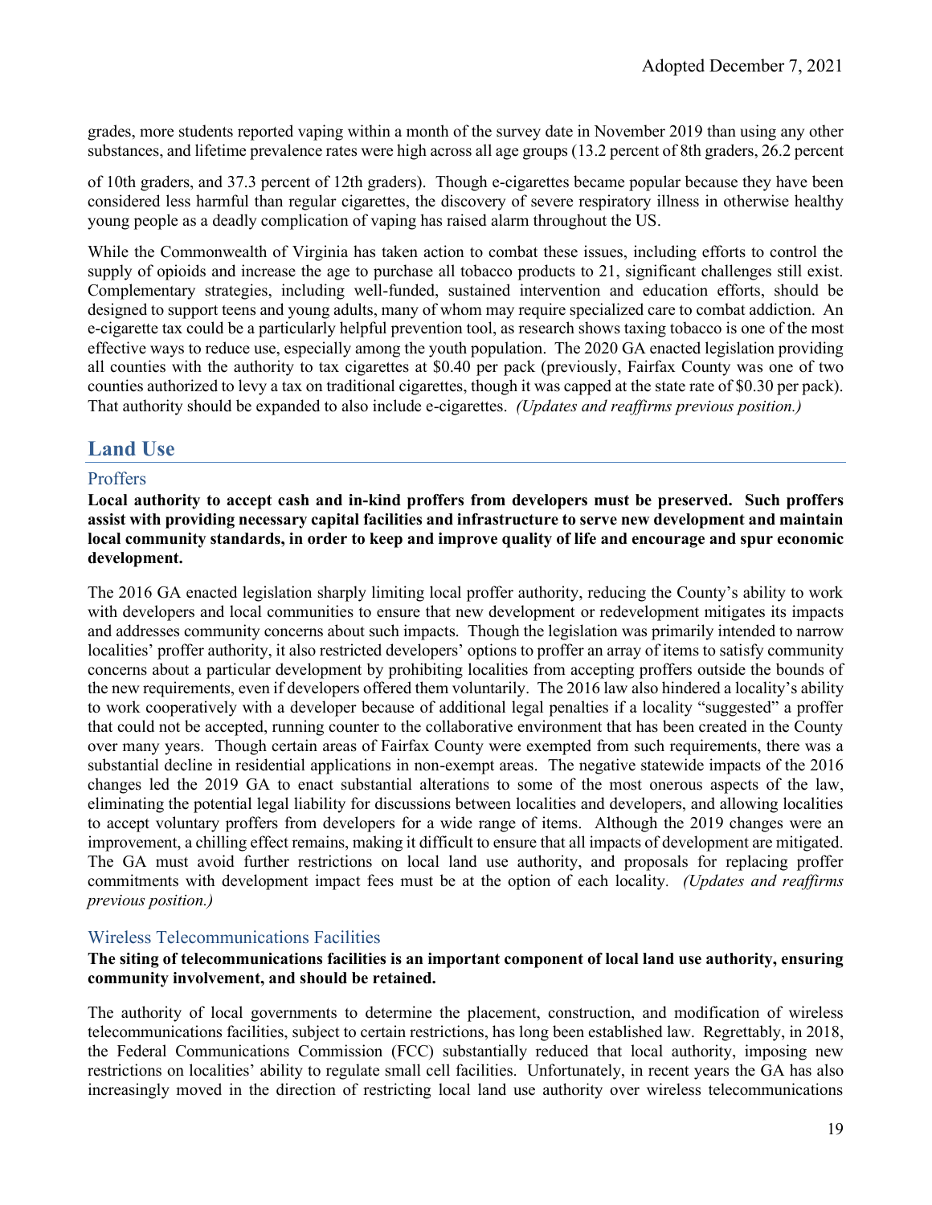grades, more students reported vaping within a month of the survey date in November 2019 than using any other substances, and lifetime prevalence rates were high across all age groups (13.2 percent of 8th graders, 26.2 percent of 10th graders, and 37.3 percent of 12th graders). Though e-cigarettes became popular because they have been considered less harmful than regular cigarettes, the discovery of severe respiratory illness in otherwise healthy young people as a deadly complication of vaping has raised alarm throughout the US.

While the Commonwealth of Virginia has taken action to combat these issues, including efforts to control the supply of opioids and increase the age to purchase all tobacco products to 21, significant challenges still exist. Complementary strategies, including well-funded, sustained intervention and education efforts, should be designed to support teens and young adults, many of whom may require specialized care to combat addiction. An e-cigarette tax could be a particularly helpful prevention tool, as research shows taxing tobacco is one of the most effective ways to reduce use, especially among the youth population. The 2020 GA enacted legislation providing all counties with the authority to tax cigarettes at $0.40 per pack (previously, Fairfax County was one of two counties authorized to levy a tax on traditional cigarettes, though it was capped at the state rate of $0.30 per pack). That authority should be expanded to also include e-cigarettes. *(Updates and reaffirms previous position.)*

## Land Use

### Proffers

**Local authority to accept cash and in-kind proffers from developers must be preserved. Such proffers assist with providing necessary capital facilities and infrastructure to serve new development and maintain local community standards, in order to keep and improve quality of life and encourage and spur economic development.**

The 2016 GA enacted legislation sharply limiting local proffer authority, reducing the County's ability to work with developers and local communities to ensure that new development or redevelopment mitigates its impacts and addresses community concerns about such impacts. Though the legislation was primarily intended to narrow localities' proffer authority, it also restricted developers' options to proffer an array of items to satisfy community concerns about a particular development by prohibiting localities from accepting proffers outside the bounds of the new requirements, even if developers offered them voluntarily. The 2016 law also hindered a locality's ability to work cooperatively with a developer because of additional legal penalties if a locality "suggested" a proffer that could not be accepted, running counter to the collaborative environment that has been created in the County over many years. Though certain areas of Fairfax County were exempted from such requirements, there was a substantial decline in residential applications in non-exempt areas. The negative statewide impacts of the 2016 changes led the 2019 GA to enact substantial alterations to some of the most onerous aspects of the law, eliminating the potential legal liability for discussions between localities and developers, and allowing localities to accept voluntary proffers from developers for a wide range of items. Although the 2019 changes were an improvement, a chilling effect remains, making it difficult to ensure that all impacts of development are mitigated. The GA must avoid further restrictions on local land use authority, and proposals for replacing proffer commitments with development impact fees must be at the option of each locality. *(Updates and reaffirms previous position.)*

### Wireless Telecommunications Facilities

**The siting of telecommunications facilities is an important component of local land use authority, ensuring community involvement, and should be retained.**

The authority of local governments to determine the placement, construction, and modification of wireless telecommunications facilities, subject to certain restrictions, has long been established law. Regrettably, in 2018, the Federal Communications Commission (FCC) substantially reduced that local authority, imposing new restrictions on localities' ability to regulate small cell facilities. Unfortunately, in recent years the GA has also increasingly moved in the direction of restricting local land use authority over wireless telecommunications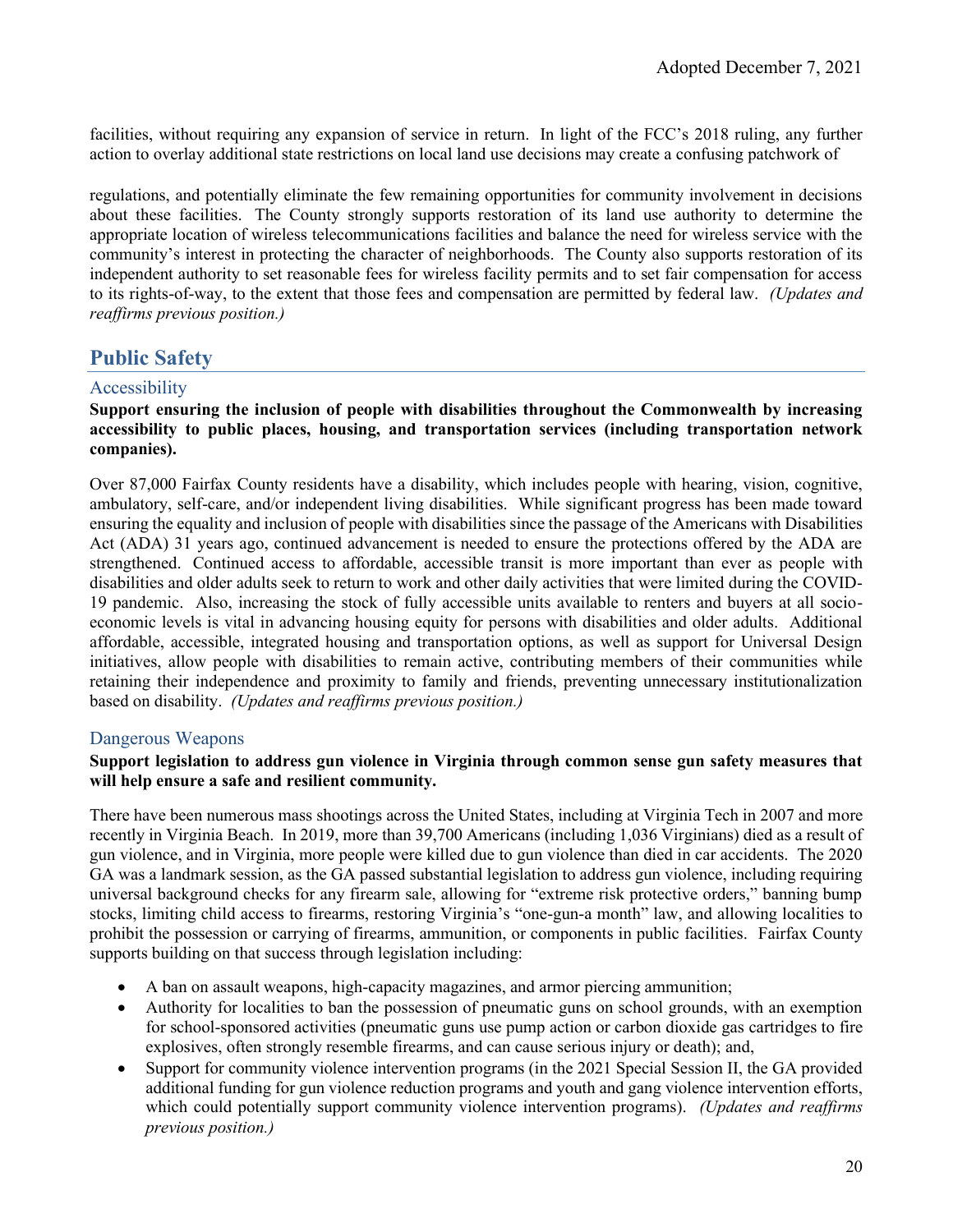facilities, without requiring any expansion of service in return. In light of the FCC's 2018 ruling, any further action to overlay additional state restrictions on local land use decisions may create a confusing patchwork of

regulations, and potentially eliminate the few remaining opportunities for community involvement in decisions about these facilities. The County strongly supports restoration of its land use authority to determine the appropriate location of wireless telecommunications facilities and balance the need for wireless service with the community's interest in protecting the character of neighborhoods. The County also supports restoration of its independent authority to set reasonable fees for wireless facility permits and to set fair compensation for access to its rights-of-way, to the extent that those fees and compensation are permitted by federal law. *(Updates and reaffirms previous position.)*

## Public Safety

### Accessibility

**Support ensuring the inclusion of people with disabilities throughout the Commonwealth by increasing accessibility to public places, housing, and transportation services (including transportation network companies).**

Over 87,000 Fairfax County residents have a disability, which includes people with hearing, vision, cognitive, ambulatory, self-care, and/or independent living disabilities. While significant progress has been made toward ensuring the equality and inclusion of people with disabilities since the passage of the Americans with Disabilities Act (ADA) 31 years ago, continued advancement is needed to ensure the protections offered by the ADA are strengthened. Continued access to affordable, accessible transit is more important than ever as people with disabilities and older adults seek to return to work and other daily activities that were limited during the COVID-19 pandemic. Also, increasing the stock of fully accessible units available to renters and buyers at all socio-economic levels is vital in advancing housing equity for persons with disabilities and older adults. Additional affordable, accessible, integrated housing and transportation options, as well as support for Universal Design initiatives, allow people with disabilities to remain active, contributing members of their communities while retaining their independence and proximity to family and friends, preventing unnecessary institutionalization based on disability. *(Updates and reaffirms previous position.)*

### Dangerous Weapons

**Support legislation to address gun violence in Virginia through common sense gun safety measures that will help ensure a safe and resilient community.**

There have been numerous mass shootings across the United States, including at Virginia Tech in 2007 and more recently in Virginia Beach. In 2019, more than 39,700 Americans (including 1,036 Virginians) died as a result of gun violence, and in Virginia, more people were killed due to gun violence than died in car accidents. The 2020 GA was a landmark session, as the GA passed substantial legislation to address gun violence, including requiring universal background checks for any firearm sale, allowing for "extreme risk protective orders," banning bump stocks, limiting child access to firearms, restoring Virginia's "one-gun-a month" law, and allowing localities to prohibit the possession or carrying of firearms, ammunition, or components in public facilities. Fairfax County supports building on that success through legislation including:

- A ban on assault weapons, high-capacity magazines, and armor piercing ammunition;
- Authority for localities to ban the possession of pneumatic guns on school grounds, with an exemption for school-sponsored activities (pneumatic guns use pump action or carbon dioxide gas cartridges to fire explosives, often strongly resemble firearms, and can cause serious injury or death); and,
- Support for community violence intervention programs (in the 2021 Special Session II, the GA provided additional funding for gun violence reduction programs and youth and gang violence intervention efforts, which could potentially support community violence intervention programs). *(Updates and reaffirms previous position.)*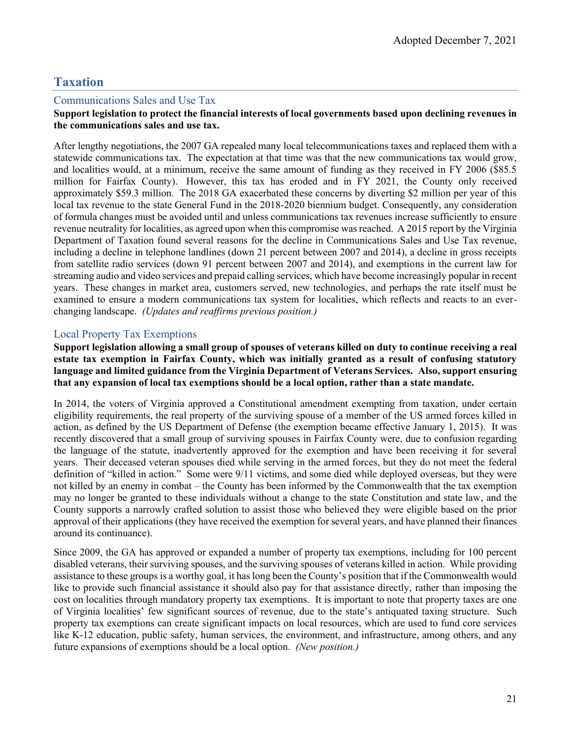# Taxation

## Communications Sales and Use Tax

**Support legislation to protect the financial interests of local governments based upon declining revenues in the communications sales and use tax.**

After lengthy negotiations, the 2007 GA repealed many local telecommunications taxes and replaced them with a statewide communications tax. The expectation at that time was that the new communications tax would grow, and localities would, at a minimum, receive the same amount of funding as they received in FY 2006 ($85.5 million for Fairfax County). However, this tax has eroded and in FY 2021, the County only received approximately $59.3 million. The 2018 GA exacerbated these concerns by diverting $2 million per year of this local tax revenue to the state General Fund in the 2018-2020 biennium budget. Consequently, any consideration of formula changes must be avoided until and unless communications tax revenues increase sufficiently to ensure revenue neutrality for localities, as agreed upon when this compromise was reached. A 2015 report by the Virginia Department of Taxation found several reasons for the decline in Communications Sales and Use Tax revenue, including a decline in telephone landlines (down 21 percent between 2007 and 2014), a decline in gross receipts from satellite radio services (down 91 percent between 2007 and 2014), and exemptions in the current law for streaming audio and video services and prepaid calling services, which have become increasingly popular in recent years. These changes in market area, customers served, new technologies, and perhaps the rate itself must be examined to ensure a modern communications tax system for localities, which reflects and reacts to an ever-changing landscape. *(Updates and reaffirms previous position.)*

## Local Property Tax Exemptions

**Support legislation allowing a small group of spouses of veterans killed on duty to continue receiving a real estate tax exemption in Fairfax County, which was initially granted as a result of confusing statutory language and limited guidance from the Virginia Department of Veterans Services. Also, support ensuring that any expansion of local tax exemptions should be a local option, rather than a state mandate.**

In 2014, the voters of Virginia approved a Constitutional amendment exempting from taxation, under certain eligibility requirements, the real property of the surviving spouse of a member of the US armed forces killed in action, as defined by the US Department of Defense (the exemption became effective January 1, 2015). It was recently discovered that a small group of surviving spouses in Fairfax County were, due to confusion regarding the language of the statute, inadvertently approved for the exemption and have been receiving it for several years. Their deceased veteran spouses died while serving in the armed forces, but they do not meet the federal definition of "killed in action." Some were 9/11 victims, and some died while deployed overseas, but they were not killed by an enemy in combat – the County has been informed by the Commonwealth that the tax exemption may no longer be granted to these individuals without a change to the state Constitution and state law, and the County supports a narrowly crafted solution to assist those who believed they were eligible based on the prior approval of their applications (they have received the exemption for several years, and have planned their finances around its continuance).

Since 2009, the GA has approved or expanded a number of property tax exemptions, including for 100 percent disabled veterans, their surviving spouses, and the surviving spouses of veterans killed in action. While providing assistance to these groups is a worthy goal, it has long been the County's position that if the Commonwealth would like to provide such financial assistance it should also pay for that assistance directly, rather than imposing the cost on localities through mandatory property tax exemptions. It is important to note that property taxes are one of Virginia localities' few significant sources of revenue, due to the state's antiquated taxing structure. Such property tax exemptions can create significant impacts on local resources, which are used to fund core services like K-12 education, public safety, human services, the environment, and infrastructure, among others, and any future expansions of exemptions should be a local option. *(New position.)*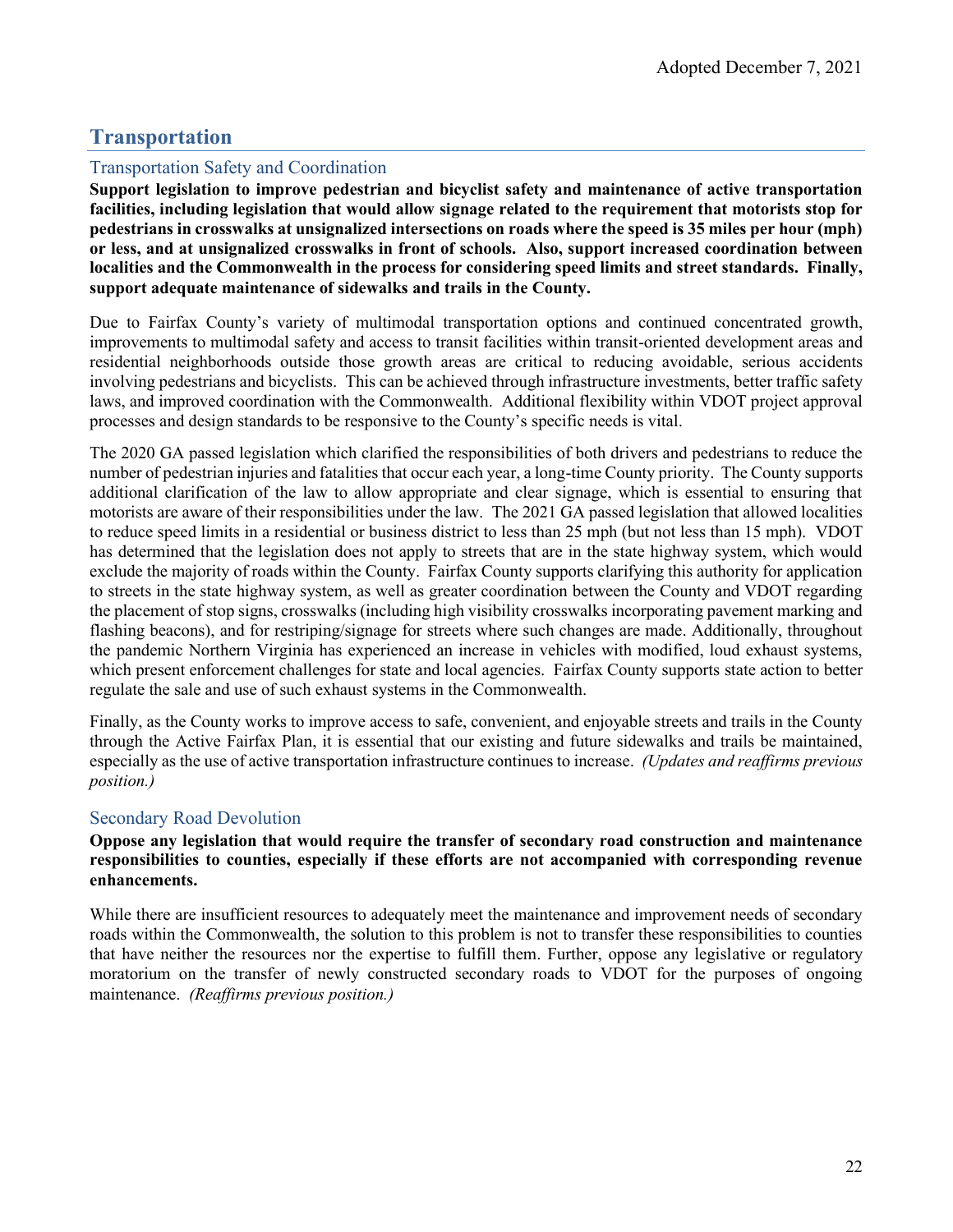Adopted December 7, 2021

## Transportation

### Transportation Safety and Coordination

**Support legislation to improve pedestrian and bicyclist safety and maintenance of active transportation facilities, including legislation that would allow signage related to the requirement that motorists stop for pedestrians in crosswalks at unsignalized intersections on roads where the speed is 35 miles per hour (mph) or less, and at unsignalized crosswalks in front of schools. Also, support increased coordination between localities and the Commonwealth in the process for considering speed limits and street standards. Finally, support adequate maintenance of sidewalks and trails in the County.**

Due to Fairfax County's variety of multimodal transportation options and continued concentrated growth, improvements to multimodal safety and access to transit facilities within transit-oriented development areas and residential neighborhoods outside those growth areas are critical to reducing avoidable, serious accidents involving pedestrians and bicyclists. This can be achieved through infrastructure investments, better traffic safety laws, and improved coordination with the Commonwealth. Additional flexibility within VDOT project approval processes and design standards to be responsive to the County's specific needs is vital.

The 2020 GA passed legislation which clarified the responsibilities of both drivers and pedestrians to reduce the number of pedestrian injuries and fatalities that occur each year, a long-time County priority. The County supports additional clarification of the law to allow appropriate and clear signage, which is essential to ensuring that motorists are aware of their responsibilities under the law. The 2021 GA passed legislation that allowed localities to reduce speed limits in a residential or business district to less than 25 mph (but not less than 15 mph). VDOT has determined that the legislation does not apply to streets that are in the state highway system, which would exclude the majority of roads within the County. Fairfax County supports clarifying this authority for application to streets in the state highway system, as well as greater coordination between the County and VDOT regarding the placement of stop signs, crosswalks (including high visibility crosswalks incorporating pavement marking and flashing beacons), and for restriping/signage for streets where such changes are made. Additionally, throughout the pandemic Northern Virginia has experienced an increase in vehicles with modified, loud exhaust systems, which present enforcement challenges for state and local agencies. Fairfax County supports state action to better regulate the sale and use of such exhaust systems in the Commonwealth.

Finally, as the County works to improve access to safe, convenient, and enjoyable streets and trails in the County through the Active Fairfax Plan, it is essential that our existing and future sidewalks and trails be maintained, especially as the use of active transportation infrastructure continues to increase. *(Updates and reaffirms previous position.)*

### Secondary Road Devolution

**Oppose any legislation that would require the transfer of secondary road construction and maintenance responsibilities to counties, especially if these efforts are not accompanied with corresponding revenue enhancements.**

While there are insufficient resources to adequately meet the maintenance and improvement needs of secondary roads within the Commonwealth, the solution to this problem is not to transfer these responsibilities to counties that have neither the resources nor the expertise to fulfill them. Further, oppose any legislative or regulatory moratorium on the transfer of newly constructed secondary roads to VDOT for the purposes of ongoing maintenance. *(Reaffirms previous position.)*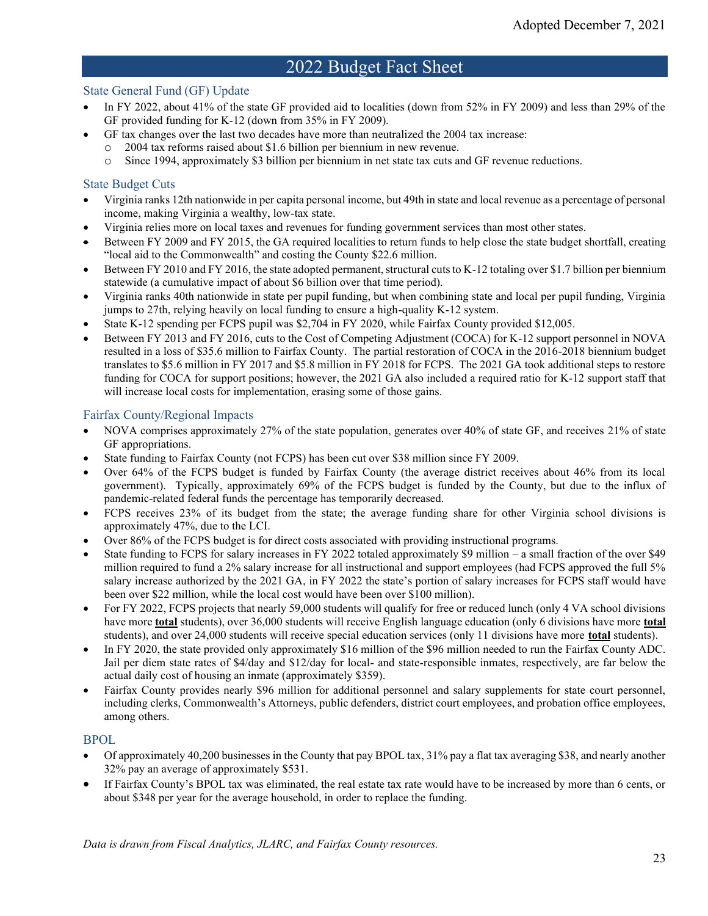Adopted December 7, 2021

# 2022 Budget Fact Sheet

## State General Fund (GF) Update

- In FY 2022, about 41% of the state GF provided aid to localities (down from 52% in FY 2009) and less than 29% of the GF provided funding for K-12 (down from 35% in FY 2009).
- GF tax changes over the last two decades have more than neutralized the 2004 tax increase:
  - 2004 tax reforms raised about $1.6 billion per biennium in new revenue.
  - Since 1994, approximately $3 billion per biennium in net state tax cuts and GF revenue reductions.

## State Budget Cuts

- Virginia ranks 12th nationwide in per capita personal income, but 49th in state and local revenue as a percentage of personal income, making Virginia a wealthy, low-tax state.
- Virginia relies more on local taxes and revenues for funding government services than most other states.
- Between FY 2009 and FY 2015, the GA required localities to return funds to help close the state budget shortfall, creating "local aid to the Commonwealth" and costing the County $22.6 million.
- Between FY 2010 and FY 2016, the state adopted permanent, structural cuts to K-12 totaling over $1.7 billion per biennium statewide (a cumulative impact of about $6 billion over that time period).
- Virginia ranks 40th nationwide in state per pupil funding, but when combining state and local per pupil funding, Virginia jumps to 27th, relying heavily on local funding to ensure a high-quality K-12 system.
- State K-12 spending per FCPS pupil was $2,704 in FY 2020, while Fairfax County provided $12,005.
- Between FY 2013 and FY 2016, cuts to the Cost of Competing Adjustment (COCA) for K-12 support personnel in NOVA resulted in a loss of $35.6 million to Fairfax County. The partial restoration of COCA in the 2016-2018 biennium budget translates to $5.6 million in FY 2017 and $5.8 million in FY 2018 for FCPS. The 2021 GA took additional steps to restore funding for COCA for support positions; however, the 2021 GA also included a required ratio for K-12 support staff that will increase local costs for implementation, erasing some of those gains.

## Fairfax County/Regional Impacts

- NOVA comprises approximately 27% of the state population, generates over 40% of state GF, and receives 21% of state GF appropriations.
- State funding to Fairfax County (not FCPS) has been cut over $38 million since FY 2009.
- Over 64% of the FCPS budget is funded by Fairfax County (the average district receives about 46% from its local government). Typically, approximately 69% of the FCPS budget is funded by the County, but due to the influx of pandemic-related federal funds the percentage has temporarily decreased.
- FCPS receives 23% of its budget from the state; the average funding share for other Virginia school divisions is approximately 47%, due to the LCI.
- Over 86% of the FCPS budget is for direct costs associated with providing instructional programs.
- State funding to FCPS for salary increases in FY 2022 totaled approximately $9 million – a small fraction of the over $49 million required to fund a 2% salary increase for all instructional and support employees (had FCPS approved the full 5% salary increase authorized by the 2021 GA, in FY 2022 the state's portion of salary increases for FCPS staff would have been over $22 million, while the local cost would have been over $100 million).
- For FY 2022, FCPS projects that nearly 59,000 students will qualify for free or reduced lunch (only 4 VA school divisions have more **total** students), over 36,000 students will receive English language education (only 6 divisions have more **total** students), and over 24,000 students will receive special education services (only 11 divisions have more **total** students).
- In FY 2020, the state provided only approximately $16 million of the $96 million needed to run the Fairfax County ADC. Jail per diem state rates of $4/day and $12/day for local- and state-responsible inmates, respectively, are far below the actual daily cost of housing an inmate (approximately $359).
- Fairfax County provides nearly $96 million for additional personnel and salary supplements for state court personnel, including clerks, Commonwealth's Attorneys, public defenders, district court employees, and probation office employees, among others.

## BPOL

- Of approximately 40,200 businesses in the County that pay BPOL tax, 31% pay a flat tax averaging $38, and nearly another 32% pay an average of approximately $531.
- If Fairfax County's BPOL tax was eliminated, the real estate tax rate would have to be increased by more than 6 cents, or about $348 per year for the average household, in order to replace the funding.

*Data is drawn from Fiscal Analytics, JLARC, and Fairfax County resources.*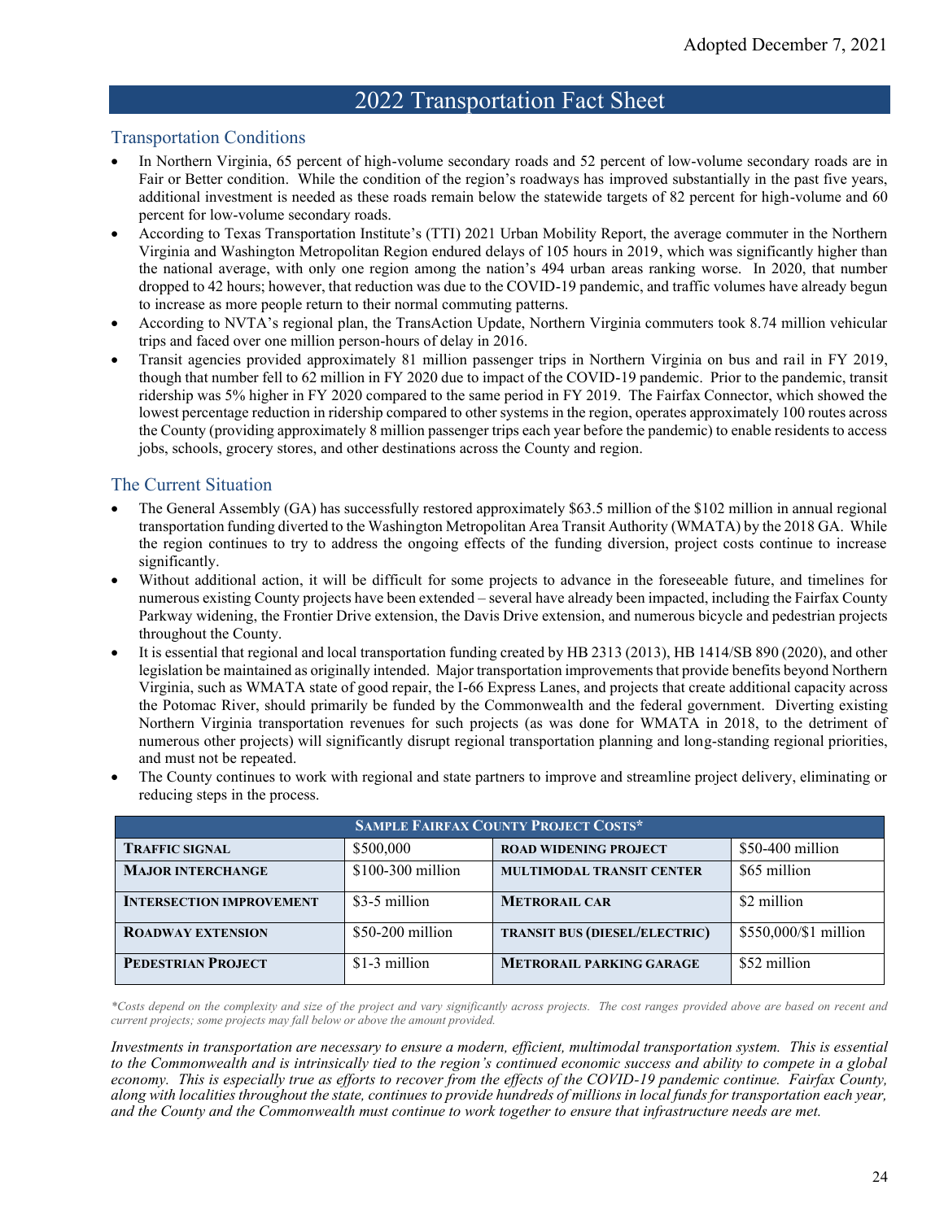Adopted December 7, 2021

# 2022 Transportation Fact Sheet

## Transportation Conditions

- In Northern Virginia, 65 percent of high-volume secondary roads and 52 percent of low-volume secondary roads are in Fair or Better condition. While the condition of the region's roadways has improved substantially in the past five years, additional investment is needed as these roads remain below the statewide targets of 82 percent for high-volume and 60 percent for low-volume secondary roads.
- According to Texas Transportation Institute's (TTI) 2021 Urban Mobility Report, the average commuter in the Northern Virginia and Washington Metropolitan Region endured delays of 105 hours in 2019, which was significantly higher than the national average, with only one region among the nation's 494 urban areas ranking worse. In 2020, that number dropped to 42 hours; however, that reduction was due to the COVID-19 pandemic, and traffic volumes have already begun to increase as more people return to their normal commuting patterns.
- According to NVTA's regional plan, the TransAction Update, Northern Virginia commuters took 8.74 million vehicular trips and faced over one million person-hours of delay in 2016.
- Transit agencies provided approximately 81 million passenger trips in Northern Virginia on bus and rail in FY 2019, though that number fell to 62 million in FY 2020 due to impact of the COVID-19 pandemic. Prior to the pandemic, transit ridership was 5% higher in FY 2020 compared to the same period in FY 2019. The Fairfax Connector, which showed the lowest percentage reduction in ridership compared to other systems in the region, operates approximately 100 routes across the County (providing approximately 8 million passenger trips each year before the pandemic) to enable residents to access jobs, schools, grocery stores, and other destinations across the County and region.

## The Current Situation

- The General Assembly (GA) has successfully restored approximately $63.5 million of the $102 million in annual regional transportation funding diverted to the Washington Metropolitan Area Transit Authority (WMATA) by the 2018 GA. While the region continues to try to address the ongoing effects of the funding diversion, project costs continue to increase significantly.
- Without additional action, it will be difficult for some projects to advance in the foreseeable future, and timelines for numerous existing County projects have been extended – several have already been impacted, including the Fairfax County Parkway widening, the Frontier Drive extension, the Davis Drive extension, and numerous bicycle and pedestrian projects throughout the County.
- It is essential that regional and local transportation funding created by HB 2313 (2013), HB 1414/SB 890 (2020), and other legislation be maintained as originally intended. Major transportation improvements that provide benefits beyond Northern Virginia, such as WMATA state of good repair, the I-66 Express Lanes, and projects that create additional capacity across the Potomac River, should primarily be funded by the Commonwealth and the federal government. Diverting existing Northern Virginia transportation revenues for such projects (as was done for WMATA in 2018, to the detriment of numerous other projects) will significantly disrupt regional transportation planning and long-standing regional priorities, and must not be repeated.
- The County continues to work with regional and state partners to improve and streamline project delivery, eliminating or reducing steps in the process.

| **Sample Fairfax County Project Costs*** | | | |
|---|---|---|---|
| **Traffic Signal** | $500,000 | **Road Widening Project** | $50-400 million |
| **Major Interchange** | $100-300 million | **Multimodal Transit Center** | $65 million |
| **Intersection Improvement** | $3-5 million | **Metrorail Car** | $2 million |
| **Roadway Extension** | $50-200 million | **Transit Bus (Diesel/Electric)** | $550,000/$1 million |
| **Pedestrian Project** | $1-3 million | **Metrorail Parking Garage** | $52 million |

*\*Costs depend on the complexity and size of the project and vary significantly across projects. The cost ranges provided above are based on recent and current projects; some projects may fall below or above the amount provided.*

*Investments in transportation are necessary to ensure a modern, efficient, multimodal transportation system. This is essential to the Commonwealth and is intrinsically tied to the region's continued economic success and ability to compete in a global economy. This is especially true as efforts to recover from the effects of the COVID-19 pandemic continue. Fairfax County, along with localities throughout the state, continues to provide hundreds of millions in local funds for transportation each year, and the County and the Commonwealth must continue to work together to ensure that infrastructure needs are met.*